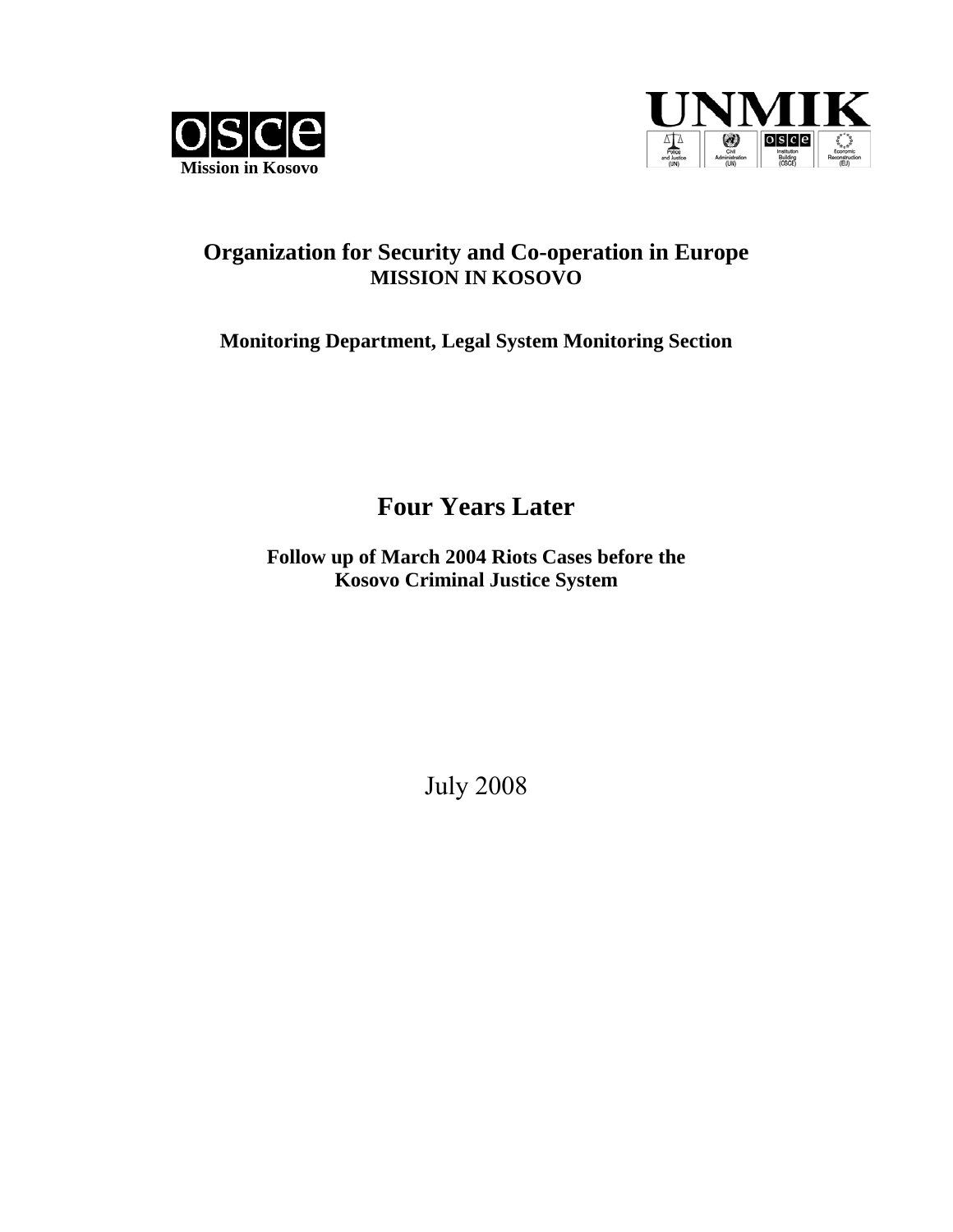**Mission in Kosovo**

**Organization for Security and Co-operation in Europe**
**MISSION IN KOSOVO**

**Monitoring Department, Legal System Monitoring Section**

# Four Years Later

**Follow up of March 2004 Riots Cases before the Kosovo Criminal Justice System**

July 2008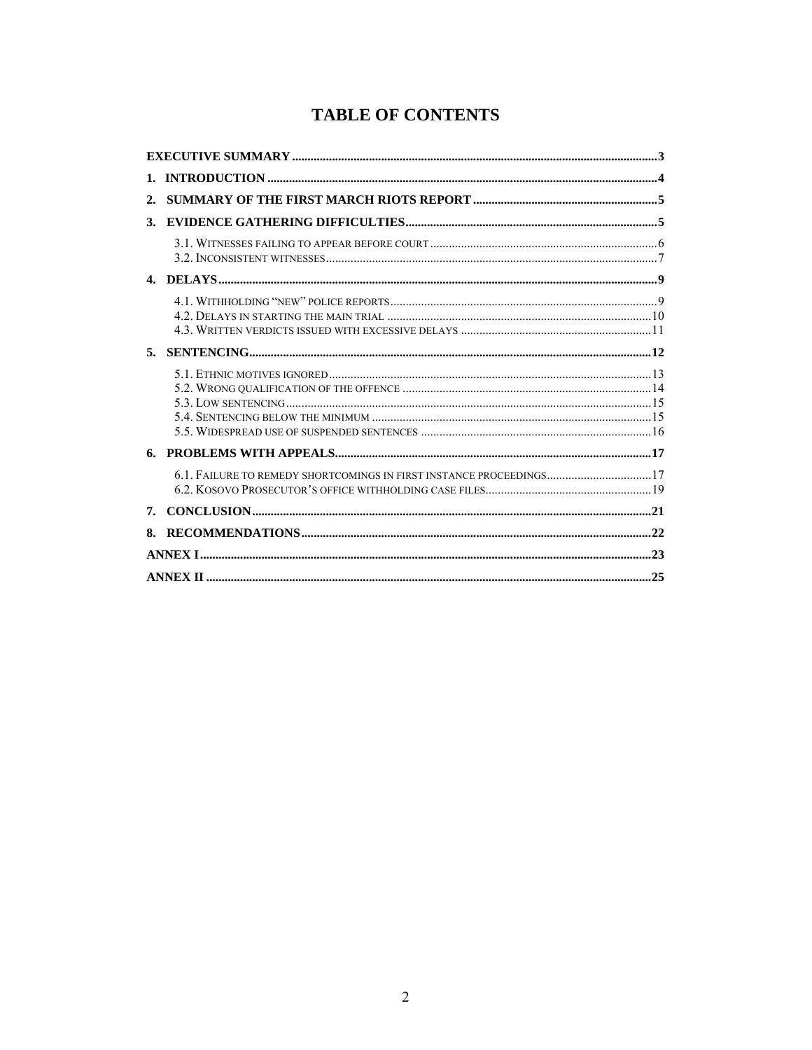# TABLE OF CONTENTS

EXECUTIVE SUMMARY ..... 3

1. INTRODUCTION ..... 4
2. SUMMARY OF THE FIRST MARCH RIOTS REPORT ..... 5
3. EVIDENCE GATHERING DIFFICULTIES ..... 5
   - 3.1. Witnesses failing to appear before court ..... 6
   - 3.2. Inconsistent witnesses ..... 7
4. DELAYS ..... 9
   - 4.1. Withholding "new" police reports ..... 9
   - 4.2. Delays in starting the main trial ..... 10
   - 4.3. Written verdicts issued with excessive delays ..... 11
5. SENTENCING ..... 12
   - 5.1. Ethnic motives ignored ..... 13
   - 5.2. Wrong qualification of the offence ..... 14
   - 5.3. Low sentencing ..... 15
   - 5.4. Sentencing below the minimum ..... 15
   - 5.5. Widespread use of suspended sentences ..... 16
6. PROBLEMS WITH APPEALS ..... 17
   - 6.1. Failure to remedy shortcomings in first instance proceedings ..... 17
   - 6.2. Kosovo Prosecutor's office withholding case files ..... 19
7. CONCLUSION ..... 21
8. RECOMMENDATIONS ..... 22

ANNEX I ..... 23

ANNEX II ..... 25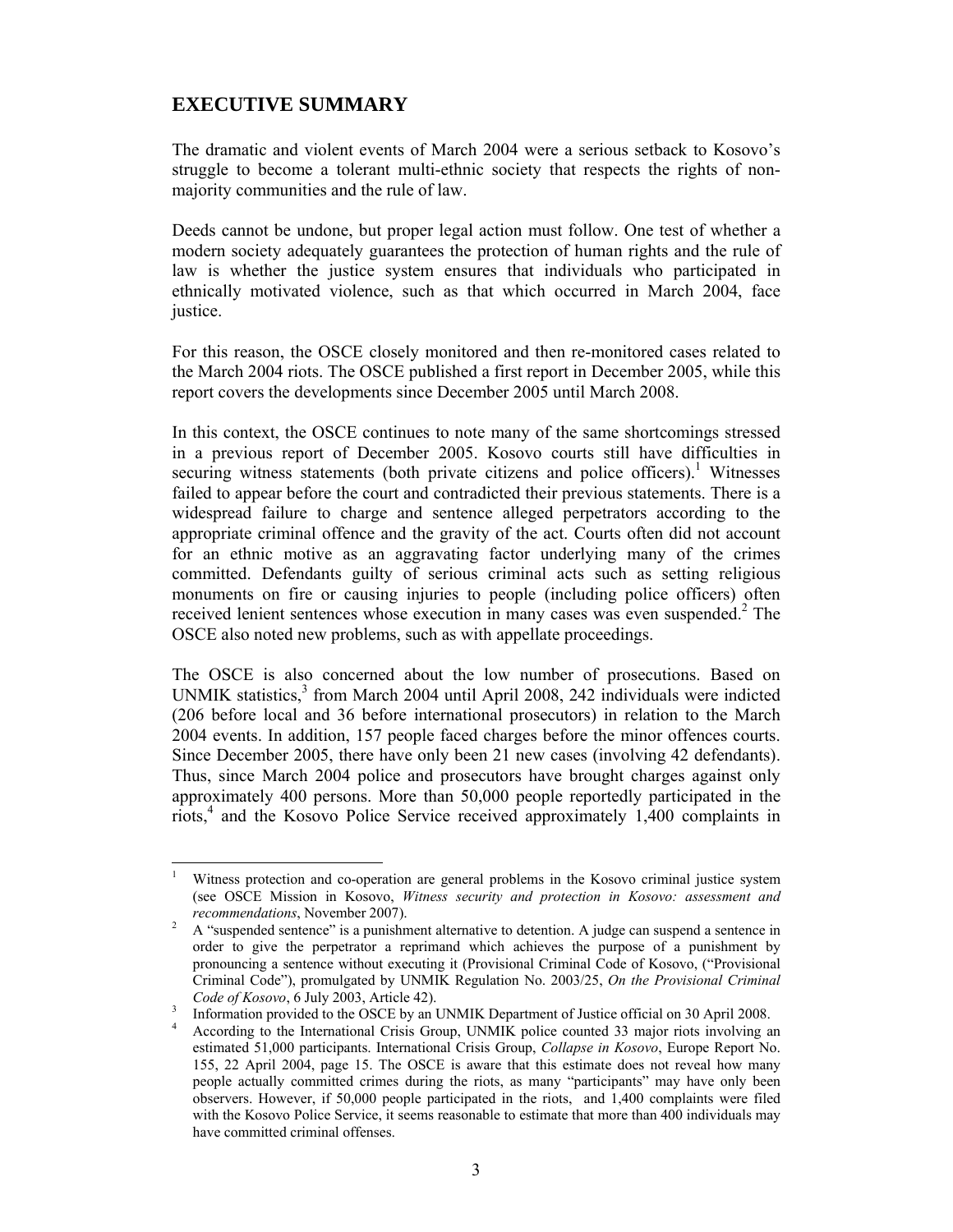## EXECUTIVE SUMMARY

The dramatic and violent events of March 2004 were a serious setback to Kosovo's struggle to become a tolerant multi-ethnic society that respects the rights of non-majority communities and the rule of law.

Deeds cannot be undone, but proper legal action must follow. One test of whether a modern society adequately guarantees the protection of human rights and the rule of law is whether the justice system ensures that individuals who participated in ethnically motivated violence, such as that which occurred in March 2004, face justice.

For this reason, the OSCE closely monitored and then re-monitored cases related to the March 2004 riots. The OSCE published a first report in December 2005, while this report covers the developments since December 2005 until March 2008.

In this context, the OSCE continues to note many of the same shortcomings stressed in a previous report of December 2005. Kosovo courts still have difficulties in securing witness statements (both private citizens and police officers).[1] Witnesses failed to appear before the court and contradicted their previous statements. There is a widespread failure to charge and sentence alleged perpetrators according to the appropriate criminal offence and the gravity of the act. Courts often did not account for an ethnic motive as an aggravating factor underlying many of the crimes committed. Defendants guilty of serious criminal acts such as setting religious monuments on fire or causing injuries to people (including police officers) often received lenient sentences whose execution in many cases was even suspended.[2] The OSCE also noted new problems, such as with appellate proceedings.

The OSCE is also concerned about the low number of prosecutions. Based on UNMIK statistics,[3] from March 2004 until April 2008, 242 individuals were indicted (206 before local and 36 before international prosecutors) in relation to the March 2004 events. In addition, 157 people faced charges before the minor offences courts. Since December 2005, there have only been 21 new cases (involving 42 defendants). Thus, since March 2004 police and prosecutors have brought charges against only approximately 400 persons. More than 50,000 people reportedly participated in the riots,[4] and the Kosovo Police Service received approximately 1,400 complaints in

---

[1] Witness protection and co-operation are general problems in the Kosovo criminal justice system (see OSCE Mission in Kosovo, *Witness security and protection in Kosovo: assessment and recommendations*, November 2007).

[2] A "suspended sentence" is a punishment alternative to detention. A judge can suspend a sentence in order to give the perpetrator a reprimand which achieves the purpose of a punishment by pronouncing a sentence without executing it (Provisional Criminal Code of Kosovo, ("Provisional Criminal Code"), promulgated by UNMIK Regulation No. 2003/25, *On the Provisional Criminal Code of Kosovo*, 6 July 2003, Article 42).

[3] Information provided to the OSCE by an UNMIK Department of Justice official on 30 April 2008.

[4] According to the International Crisis Group, UNMIK police counted 33 major riots involving an estimated 51,000 participants. International Crisis Group, *Collapse in Kosovo*, Europe Report No. 155, 22 April 2004, page 15. The OSCE is aware that this estimate does not reveal how many people actually committed crimes during the riots, as many "participants" may have only been observers. However, if 50,000 people participated in the riots, and 1,400 complaints were filed with the Kosovo Police Service, it seems reasonable to estimate that more than 400 individuals may have committed criminal offenses.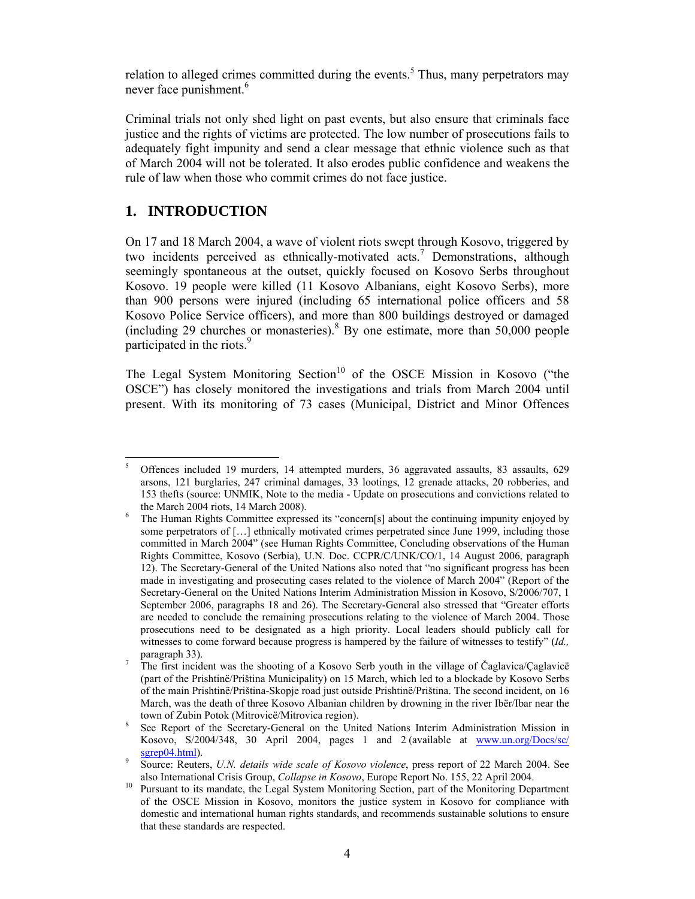relation to alleged crimes committed during the events.[5] Thus, many perpetrators may never face punishment.[6]

Criminal trials not only shed light on past events, but also ensure that criminals face justice and the rights of victims are protected. The low number of prosecutions fails to adequately fight impunity and send a clear message that ethnic violence such as that of March 2004 will not be tolerated. It also erodes public confidence and weakens the rule of law when those who commit crimes do not face justice.

## 1. INTRODUCTION

On 17 and 18 March 2004, a wave of violent riots swept through Kosovo, triggered by two incidents perceived as ethnically-motivated acts.[7] Demonstrations, although seemingly spontaneous at the outset, quickly focused on Kosovo Serbs throughout Kosovo. 19 people were killed (11 Kosovo Albanians, eight Kosovo Serbs), more than 900 persons were injured (including 65 international police officers and 58 Kosovo Police Service officers), and more than 800 buildings destroyed or damaged (including 29 churches or monasteries).[8] By one estimate, more than 50,000 people participated in the riots.[9]

The Legal System Monitoring Section[10] of the OSCE Mission in Kosovo ("the OSCE") has closely monitored the investigations and trials from March 2004 until present. With its monitoring of 73 cases (Municipal, District and Minor Offences

---

[5] Offences included 19 murders, 14 attempted murders, 36 aggravated assaults, 83 assaults, 629 arsons, 121 burglaries, 247 criminal damages, 33 lootings, 12 grenade attacks, 20 robberies, and 153 thefts (source: UNMIK, Note to the media - Update on prosecutions and convictions related to the March 2004 riots, 14 March 2008).

[6] The Human Rights Committee expressed its "concern[s] about the continuing impunity enjoyed by some perpetrators of […] ethnically motivated crimes perpetrated since June 1999, including those committed in March 2004" (see Human Rights Committee, Concluding observations of the Human Rights Committee, Kosovo (Serbia), U.N. Doc. CCPR/C/UNK/CO/1, 14 August 2006, paragraph 12). The Secretary-General of the United Nations also noted that "no significant progress has been made in investigating and prosecuting cases related to the violence of March 2004" (Report of the Secretary-General on the United Nations Interim Administration Mission in Kosovo, S/2006/707, 1 September 2006, paragraphs 18 and 26). The Secretary-General also stressed that "Greater efforts are needed to conclude the remaining prosecutions relating to the violence of March 2004. Those prosecutions need to be designated as a high priority. Local leaders should publicly call for witnesses to come forward because progress is hampered by the failure of witnesses to testify" (*Id.,* paragraph 33).

[7] The first incident was the shooting of a Kosovo Serb youth in the village of Čaglavica/Çaglavicë (part of the Prishtinë/Priština Municipality) on 15 March, which led to a blockade by Kosovo Serbs of the main Prishtinë/Priština-Skopje road just outside Prishtinë/Priština. The second incident, on 16 March, was the death of three Kosovo Albanian children by drowning in the river Ibër/Ibar near the town of Zubin Potok (Mitrovicë/Mitrovica region).

[8] See Report of the Secretary-General on the United Nations Interim Administration Mission in Kosovo, S/2004/348, 30 April 2004, pages 1 and 2 (available at www.un.org/Docs/sc/sgrep04.html).

[9] Source: Reuters, *U.N. details wide scale of Kosovo violence*, press report of 22 March 2004. See also International Crisis Group, *Collapse in Kosovo*, Europe Report No. 155, 22 April 2004.

[10] Pursuant to its mandate, the Legal System Monitoring Section, part of the Monitoring Department of the OSCE Mission in Kosovo, monitors the justice system in Kosovo for compliance with domestic and international human rights standards, and recommends sustainable solutions to ensure that these standards are respected.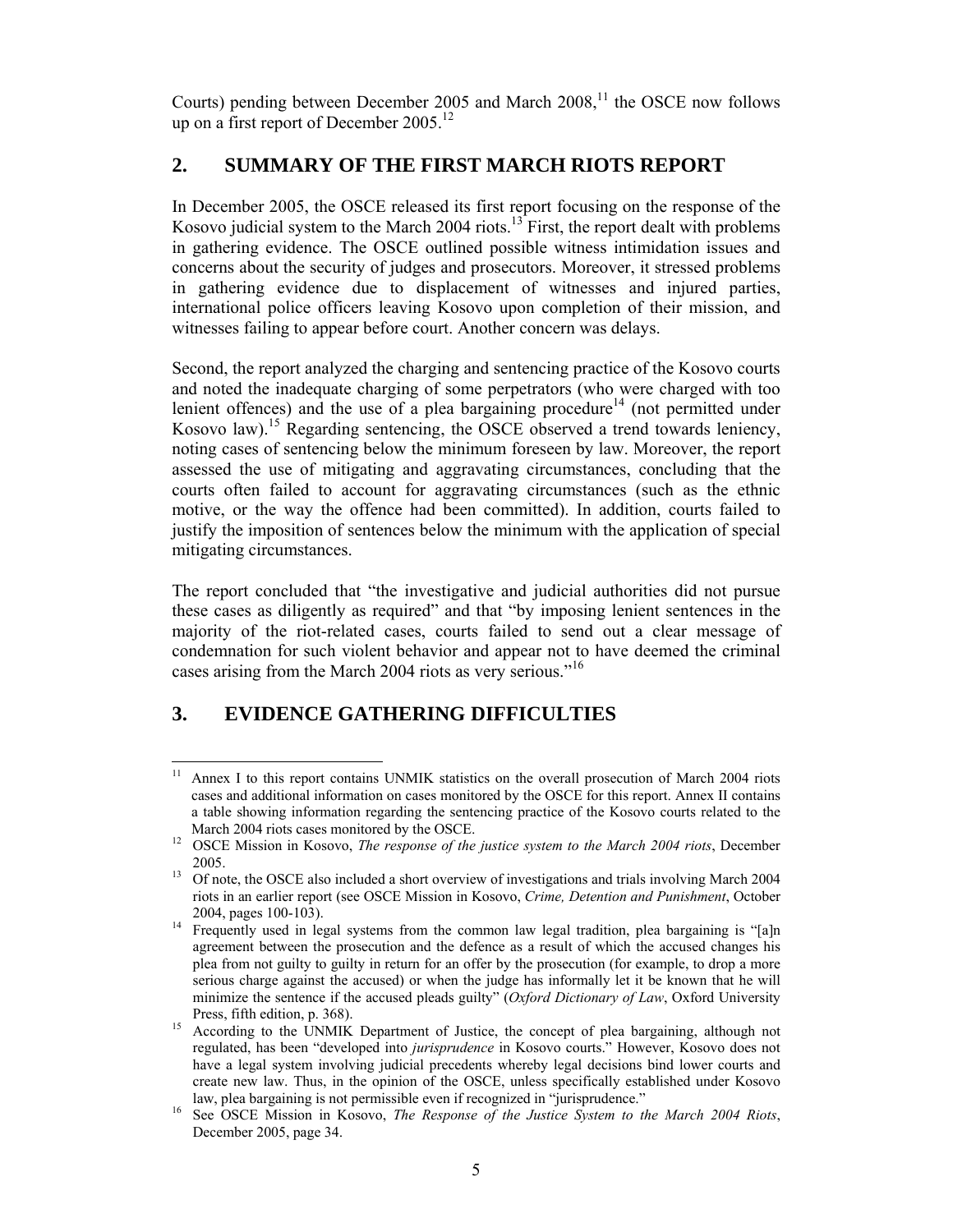Courts) pending between December 2005 and March 2008,[11] the OSCE now follows up on a first report of December 2005.[12]

## 2. SUMMARY OF THE FIRST MARCH RIOTS REPORT

In December 2005, the OSCE released its first report focusing on the response of the Kosovo judicial system to the March 2004 riots.[13] First, the report dealt with problems in gathering evidence. The OSCE outlined possible witness intimidation issues and concerns about the security of judges and prosecutors. Moreover, it stressed problems in gathering evidence due to displacement of witnesses and injured parties, international police officers leaving Kosovo upon completion of their mission, and witnesses failing to appear before court. Another concern was delays.

Second, the report analyzed the charging and sentencing practice of the Kosovo courts and noted the inadequate charging of some perpetrators (who were charged with too lenient offences) and the use of a plea bargaining procedure[14] (not permitted under Kosovo law).[15] Regarding sentencing, the OSCE observed a trend towards leniency, noting cases of sentencing below the minimum foreseen by law. Moreover, the report assessed the use of mitigating and aggravating circumstances, concluding that the courts often failed to account for aggravating circumstances (such as the ethnic motive, or the way the offence had been committed). In addition, courts failed to justify the imposition of sentences below the minimum with the application of special mitigating circumstances.

The report concluded that "the investigative and judicial authorities did not pursue these cases as diligently as required" and that "by imposing lenient sentences in the majority of the riot-related cases, courts failed to send out a clear message of condemnation for such violent behavior and appear not to have deemed the criminal cases arising from the March 2004 riots as very serious."[16]

## 3. EVIDENCE GATHERING DIFFICULTIES

---

[11] Annex I to this report contains UNMIK statistics on the overall prosecution of March 2004 riots cases and additional information on cases monitored by the OSCE for this report. Annex II contains a table showing information regarding the sentencing practice of the Kosovo courts related to the March 2004 riots cases monitored by the OSCE.

[12] OSCE Mission in Kosovo, *The response of the justice system to the March 2004 riots*, December 2005.

[13] Of note, the OSCE also included a short overview of investigations and trials involving March 2004 riots in an earlier report (see OSCE Mission in Kosovo, *Crime, Detention and Punishment*, October 2004, pages 100-103).

[14] Frequently used in legal systems from the common law legal tradition, plea bargaining is "[a]n agreement between the prosecution and the defence as a result of which the accused changes his plea from not guilty to guilty in return for an offer by the prosecution (for example, to drop a more serious charge against the accused) or when the judge has informally let it be known that he will minimize the sentence if the accused pleads guilty" (*Oxford Dictionary of Law*, Oxford University Press, fifth edition, p. 368).

[15] According to the UNMIK Department of Justice, the concept of plea bargaining, although not regulated, has been "developed into *jurisprudence* in Kosovo courts." However, Kosovo does not have a legal system involving judicial precedents whereby legal decisions bind lower courts and create new law. Thus, in the opinion of the OSCE, unless specifically established under Kosovo law, plea bargaining is not permissible even if recognized in "jurisprudence."

[16] See OSCE Mission in Kosovo, *The Response of the Justice System to the March 2004 Riots*, December 2005, page 34.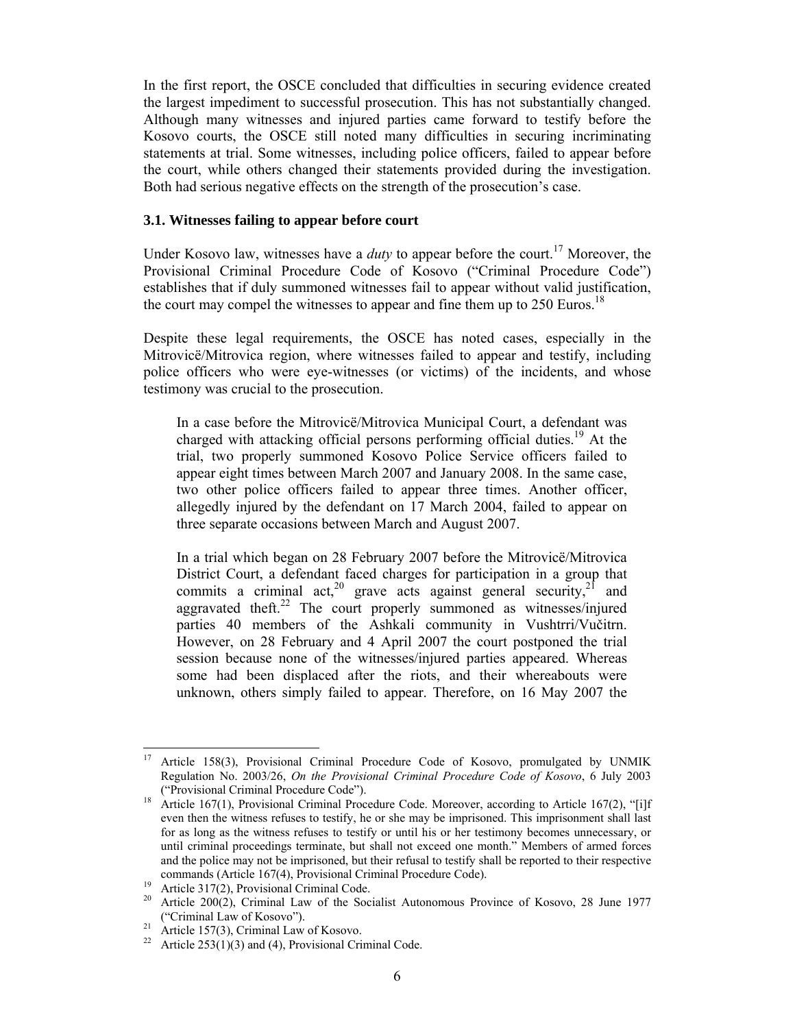In the first report, the OSCE concluded that difficulties in securing evidence created the largest impediment to successful prosecution. This has not substantially changed. Although many witnesses and injured parties came forward to testify before the Kosovo courts, the OSCE still noted many difficulties in securing incriminating statements at trial. Some witnesses, including police officers, failed to appear before the court, while others changed their statements provided during the investigation. Both had serious negative effects on the strength of the prosecution's case.

### 3.1. Witnesses failing to appear before court

Under Kosovo law, witnesses have a *duty* to appear before the court.[17] Moreover, the Provisional Criminal Procedure Code of Kosovo ("Criminal Procedure Code") establishes that if duly summoned witnesses fail to appear without valid justification, the court may compel the witnesses to appear and fine them up to 250 Euros.[18]

Despite these legal requirements, the OSCE has noted cases, especially in the Mitrovicë/Mitrovica region, where witnesses failed to appear and testify, including police officers who were eye-witnesses (or victims) of the incidents, and whose testimony was crucial to the prosecution.

> In a case before the Mitrovicë/Mitrovica Municipal Court, a defendant was charged with attacking official persons performing official duties.[19] At the trial, two properly summoned Kosovo Police Service officers failed to appear eight times between March 2007 and January 2008. In the same case, two other police officers failed to appear three times. Another officer, allegedly injured by the defendant on 17 March 2004, failed to appear on three separate occasions between March and August 2007.
>
> In a trial which began on 28 February 2007 before the Mitrovicë/Mitrovica District Court, a defendant faced charges for participation in a group that commits a criminal act,[20] grave acts against general security,[21] and aggravated theft.[22] The court properly summoned as witnesses/injured parties 40 members of the Ashkali community in Vushtrri/Vučitrn. However, on 28 February and 4 April 2007 the court postponed the trial session because none of the witnesses/injured parties appeared. Whereas some had been displaced after the riots, and their whereabouts were unknown, others simply failed to appear. Therefore, on 16 May 2007 the

---

[17] Article 158(3), Provisional Criminal Procedure Code of Kosovo, promulgated by UNMIK Regulation No. 2003/26, *On the Provisional Criminal Procedure Code of Kosovo*, 6 July 2003 ("Provisional Criminal Procedure Code").

[18] Article 167(1), Provisional Criminal Procedure Code. Moreover, according to Article 167(2), "[i]f even then the witness refuses to testify, he or she may be imprisoned. This imprisonment shall last for as long as the witness refuses to testify or until his or her testimony becomes unnecessary, or until criminal proceedings terminate, but shall not exceed one month." Members of armed forces and the police may not be imprisoned, but their refusal to testify shall be reported to their respective commands (Article 167(4), Provisional Criminal Procedure Code).

[19] Article 317(2), Provisional Criminal Code.

[20] Article 200(2), Criminal Law of the Socialist Autonomous Province of Kosovo, 28 June 1977 ("Criminal Law of Kosovo").

[21] Article 157(3), Criminal Law of Kosovo.

[22] Article 253(1)(3) and (4), Provisional Criminal Code.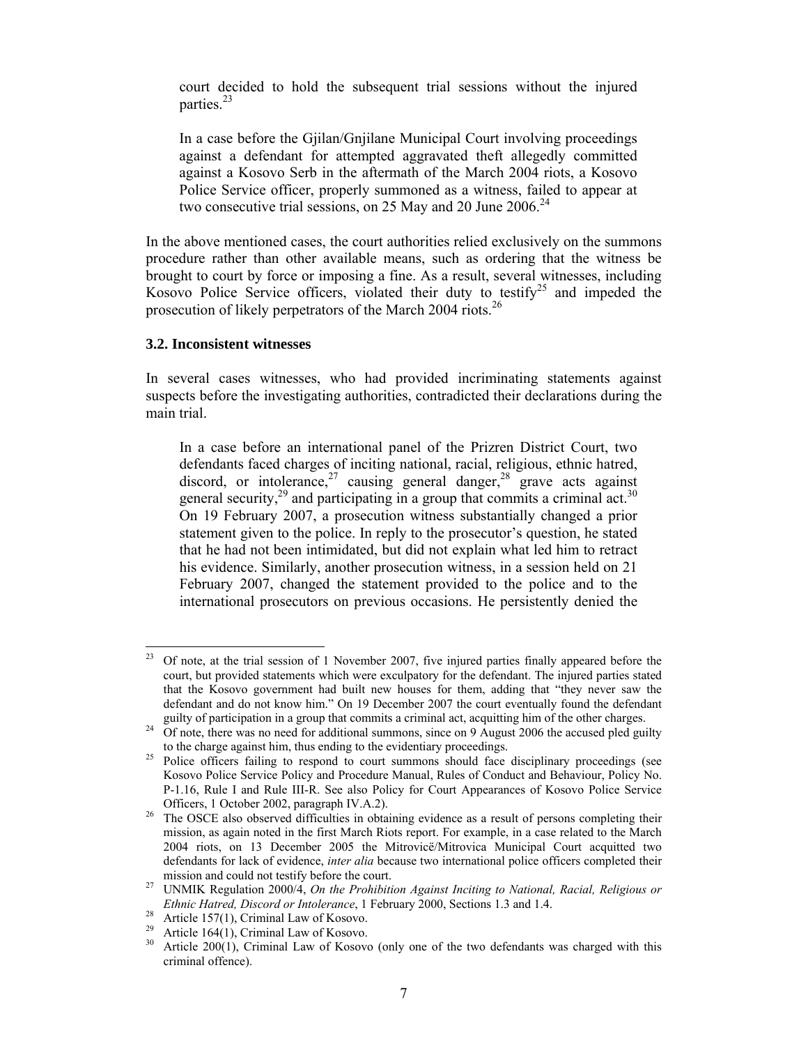court decided to hold the subsequent trial sessions without the injured parties.[23]

In a case before the Gjilan/Gnjilane Municipal Court involving proceedings against a defendant for attempted aggravated theft allegedly committed against a Kosovo Serb in the aftermath of the March 2004 riots, a Kosovo Police Service officer, properly summoned as a witness, failed to appear at two consecutive trial sessions, on 25 May and 20 June 2006.[24]

In the above mentioned cases, the court authorities relied exclusively on the summons procedure rather than other available means, such as ordering that the witness be brought to court by force or imposing a fine. As a result, several witnesses, including Kosovo Police Service officers, violated their duty to testify[25] and impeded the prosecution of likely perpetrators of the March 2004 riots.[26]

### 3.2. Inconsistent witnesses

In several cases witnesses, who had provided incriminating statements against suspects before the investigating authorities, contradicted their declarations during the main trial.

In a case before an international panel of the Prizren District Court, two defendants faced charges of inciting national, racial, religious, ethnic hatred, discord, or intolerance,[27] causing general danger,[28] grave acts against general security,[29] and participating in a group that commits a criminal act.[30] On 19 February 2007, a prosecution witness substantially changed a prior statement given to the police. In reply to the prosecutor's question, he stated that he had not been intimidated, but did not explain what led him to retract his evidence. Similarly, another prosecution witness, in a session held on 21 February 2007, changed the statement provided to the police and to the international prosecutors on previous occasions. He persistently denied the

---

[23] Of note, at the trial session of 1 November 2007, five injured parties finally appeared before the court, but provided statements which were exculpatory for the defendant. The injured parties stated that the Kosovo government had built new houses for them, adding that "they never saw the defendant and do not know him." On 19 December 2007 the court eventually found the defendant guilty of participation in a group that commits a criminal act, acquitting him of the other charges.

[24] Of note, there was no need for additional summons, since on 9 August 2006 the accused pled guilty to the charge against him, thus ending to the evidentiary proceedings.

[25] Police officers failing to respond to court summons should face disciplinary proceedings (see Kosovo Police Service Policy and Procedure Manual, Rules of Conduct and Behaviour, Policy No. P-1.16, Rule I and Rule III-R. See also Policy for Court Appearances of Kosovo Police Service Officers, 1 October 2002, paragraph IV.A.2).

[26] The OSCE also observed difficulties in obtaining evidence as a result of persons completing their mission, as again noted in the first March Riots report. For example, in a case related to the March 2004 riots, on 13 December 2005 the Mitrovicë/Mitrovica Municipal Court acquitted two defendants for lack of evidence, *inter alia* because two international police officers completed their mission and could not testify before the court.

[27] UNMIK Regulation 2000/4, *On the Prohibition Against Inciting to National, Racial, Religious or Ethnic Hatred, Discord or Intolerance*, 1 February 2000, Sections 1.3 and 1.4.

[28] Article 157(1), Criminal Law of Kosovo.

[29] Article 164(1), Criminal Law of Kosovo.

[30] Article 200(1), Criminal Law of Kosovo (only one of the two defendants was charged with this criminal offence).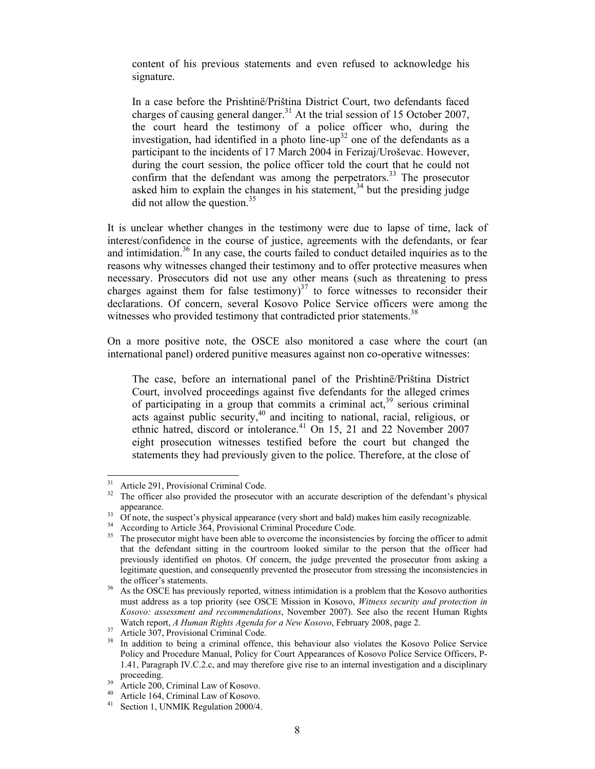content of his previous statements and even refused to acknowledge his signature.

> In a case before the Prishtinë/Priština District Court, two defendants faced charges of causing general danger.[31] At the trial session of 15 October 2007, the court heard the testimony of a police officer who, during the investigation, had identified in a photo line-up[32] one of the defendants as a participant to the incidents of 17 March 2004 in Ferizaj/Uroševac. However, during the court session, the police officer told the court that he could not confirm that the defendant was among the perpetrators.[33] The prosecutor asked him to explain the changes in his statement,[34] but the presiding judge did not allow the question.[35]

It is unclear whether changes in the testimony were due to lapse of time, lack of interest/confidence in the course of justice, agreements with the defendants, or fear and intimidation.[36] In any case, the courts failed to conduct detailed inquiries as to the reasons why witnesses changed their testimony and to offer protective measures when necessary. Prosecutors did not use any other means (such as threatening to press charges against them for false testimony)[37] to force witnesses to reconsider their declarations. Of concern, several Kosovo Police Service officers were among the witnesses who provided testimony that contradicted prior statements.[38]

On a more positive note, the OSCE also monitored a case where the court (an international panel) ordered punitive measures against non co-operative witnesses:

> The case, before an international panel of the Prishtinë/Priština District Court, involved proceedings against five defendants for the alleged crimes of participating in a group that commits a criminal act,[39] serious criminal acts against public security,[40] and inciting to national, racial, religious, or ethnic hatred, discord or intolerance.[41] On 15, 21 and 22 November 2007 eight prosecution witnesses testified before the court but changed the statements they had previously given to the police. Therefore, at the close of

---

[31] Article 291, Provisional Criminal Code.

[32] The officer also provided the prosecutor with an accurate description of the defendant's physical appearance.

[33] Of note, the suspect's physical appearance (very short and bald) makes him easily recognizable.

[34] According to Article 364, Provisional Criminal Procedure Code.

[35] The prosecutor might have been able to overcome the inconsistencies by forcing the officer to admit that the defendant sitting in the courtroom looked similar to the person that the officer had previously identified on photos. Of concern, the judge prevented the prosecutor from asking a legitimate question, and consequently prevented the prosecutor from stressing the inconsistencies in the officer's statements.

[36] As the OSCE has previously reported, witness intimidation is a problem that the Kosovo authorities must address as a top priority (see OSCE Mission in Kosovo, *Witness security and protection in Kosovo: assessment and recommendations*, November 2007). See also the recent Human Rights Watch report, *A Human Rights Agenda for a New Kosovo*, February 2008, page 2.

[37] Article 307, Provisional Criminal Code.

[38] In addition to being a criminal offence, this behaviour also violates the Kosovo Police Service Policy and Procedure Manual, Policy for Court Appearances of Kosovo Police Service Officers, P-1.41, Paragraph IV.C.2.c, and may therefore give rise to an internal investigation and a disciplinary proceeding.

[39] Article 200, Criminal Law of Kosovo.

[40] Article 164, Criminal Law of Kosovo.

[41] Section 1, UNMIK Regulation 2000/4.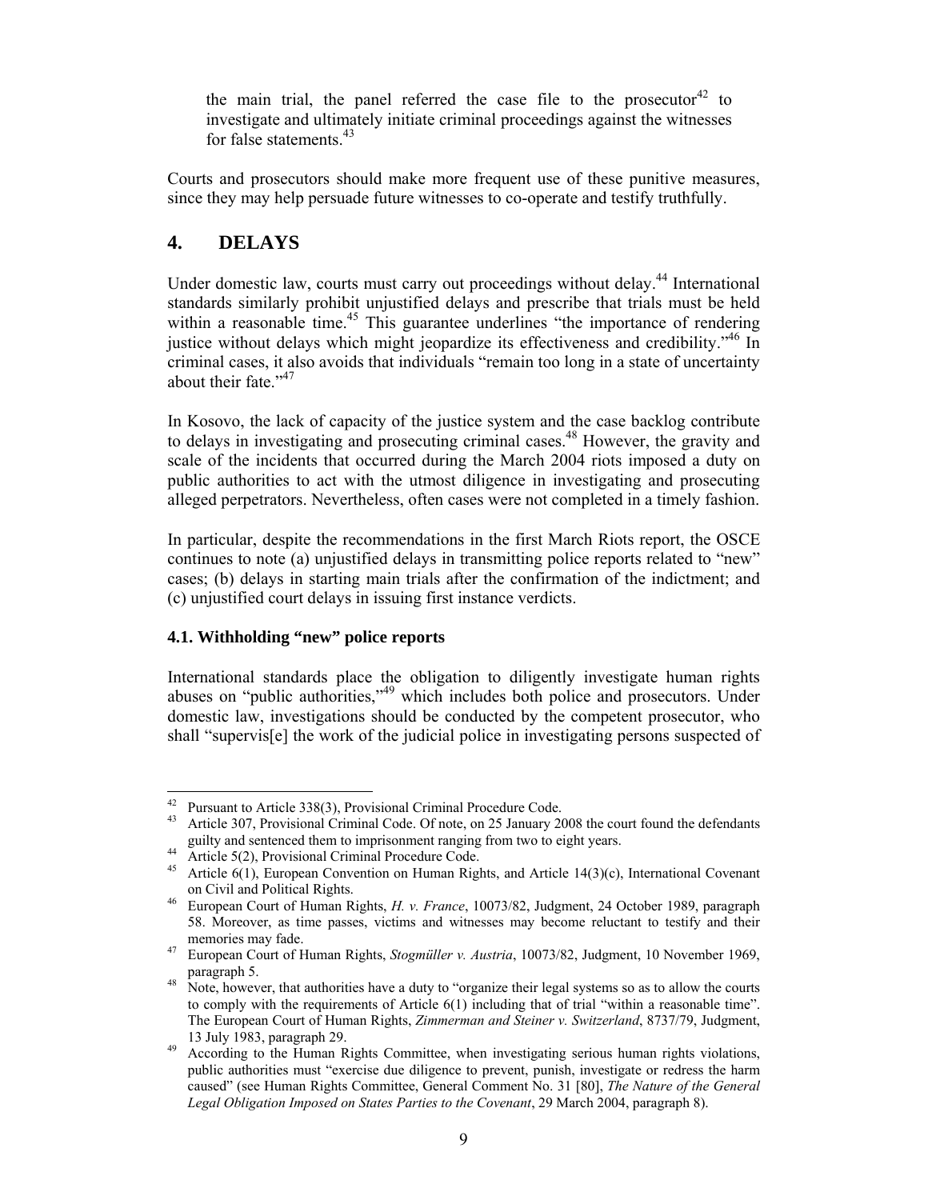the main trial, the panel referred the case file to the prosecutor[42] to investigate and ultimately initiate criminal proceedings against the witnesses for false statements.[43]

Courts and prosecutors should make more frequent use of these punitive measures, since they may help persuade future witnesses to co-operate and testify truthfully.

## 4. DELAYS

Under domestic law, courts must carry out proceedings without delay.[44] International standards similarly prohibit unjustified delays and prescribe that trials must be held within a reasonable time.[45] This guarantee underlines "the importance of rendering justice without delays which might jeopardize its effectiveness and credibility."[46] In criminal cases, it also avoids that individuals "remain too long in a state of uncertainty about their fate."[47]

In Kosovo, the lack of capacity of the justice system and the case backlog contribute to delays in investigating and prosecuting criminal cases.[48] However, the gravity and scale of the incidents that occurred during the March 2004 riots imposed a duty on public authorities to act with the utmost diligence in investigating and prosecuting alleged perpetrators. Nevertheless, often cases were not completed in a timely fashion.

In particular, despite the recommendations in the first March Riots report, the OSCE continues to note (a) unjustified delays in transmitting police reports related to "new" cases; (b) delays in starting main trials after the confirmation of the indictment; and (c) unjustified court delays in issuing first instance verdicts.

### 4.1. Withholding "new" police reports

International standards place the obligation to diligently investigate human rights abuses on "public authorities,"[49] which includes both police and prosecutors. Under domestic law, investigations should be conducted by the competent prosecutor, who shall "supervis[e] the work of the judicial police in investigating persons suspected of

---

[42] Pursuant to Article 338(3), Provisional Criminal Procedure Code.

[43] Article 307, Provisional Criminal Code. Of note, on 25 January 2008 the court found the defendants guilty and sentenced them to imprisonment ranging from two to eight years.

[44] Article 5(2), Provisional Criminal Procedure Code.

[45] Article 6(1), European Convention on Human Rights, and Article 14(3)(c), International Covenant on Civil and Political Rights.

[46] European Court of Human Rights, *H. v. France*, 10073/82, Judgment, 24 October 1989, paragraph 58. Moreover, as time passes, victims and witnesses may become reluctant to testify and their memories may fade.

[47] European Court of Human Rights, *Stogmüller v. Austria*, 10073/82, Judgment, 10 November 1969, paragraph 5.

[48] Note, however, that authorities have a duty to "organize their legal systems so as to allow the courts to comply with the requirements of Article 6(1) including that of trial "within a reasonable time". The European Court of Human Rights, *Zimmerman and Steiner v. Switzerland*, 8737/79, Judgment, 13 July 1983, paragraph 29.

[49] According to the Human Rights Committee, when investigating serious human rights violations, public authorities must "exercise due diligence to prevent, punish, investigate or redress the harm caused" (see Human Rights Committee, General Comment No. 31 [80], *The Nature of the General Legal Obligation Imposed on States Parties to the Covenant*, 29 March 2004, paragraph 8).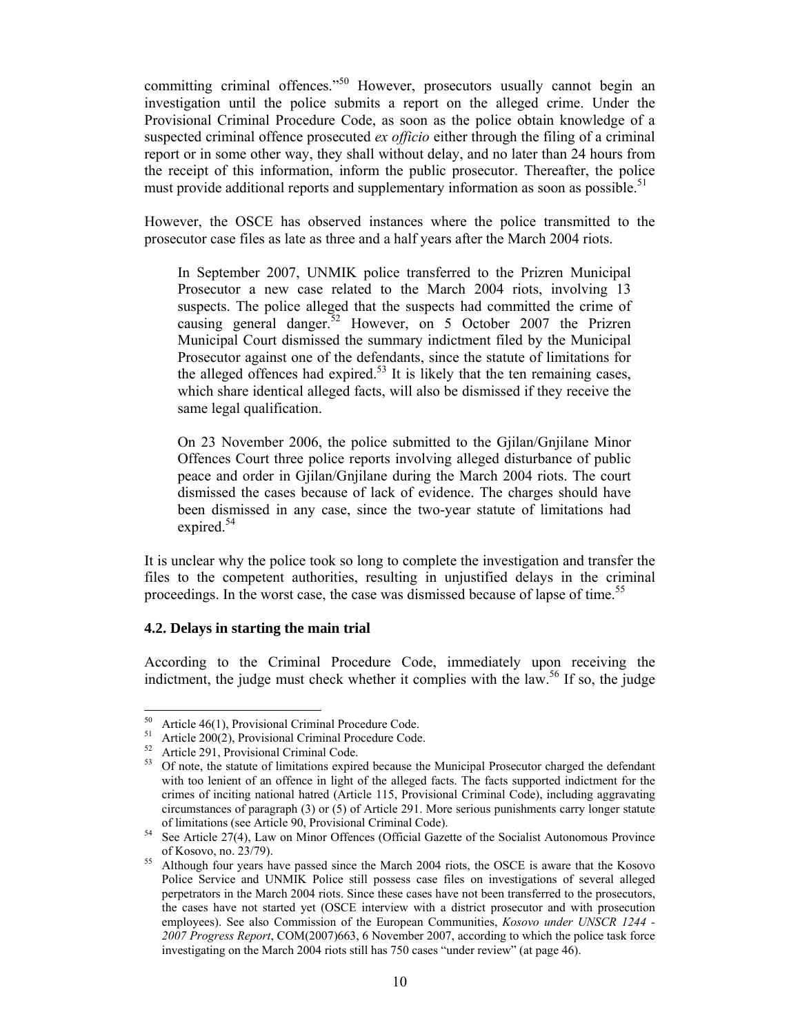committing criminal offences."[50] However, prosecutors usually cannot begin an investigation until the police submits a report on the alleged crime. Under the Provisional Criminal Procedure Code, as soon as the police obtain knowledge of a suspected criminal offence prosecuted *ex officio* either through the filing of a criminal report or in some other way, they shall without delay, and no later than 24 hours from the receipt of this information, inform the public prosecutor. Thereafter, the police must provide additional reports and supplementary information as soon as possible.[51]

However, the OSCE has observed instances where the police transmitted to the prosecutor case files as late as three and a half years after the March 2004 riots.

> In September 2007, UNMIK police transferred to the Prizren Municipal Prosecutor a new case related to the March 2004 riots, involving 13 suspects. The police alleged that the suspects had committed the crime of causing general danger.[52] However, on 5 October 2007 the Prizren Municipal Court dismissed the summary indictment filed by the Municipal Prosecutor against one of the defendants, since the statute of limitations for the alleged offences had expired.[53] It is likely that the ten remaining cases, which share identical alleged facts, will also be dismissed if they receive the same legal qualification.
>
> On 23 November 2006, the police submitted to the Gjilan/Gnjilane Minor Offences Court three police reports involving alleged disturbance of public peace and order in Gjilan/Gnjilane during the March 2004 riots. The court dismissed the cases because of lack of evidence. The charges should have been dismissed in any case, since the two-year statute of limitations had expired.[54]

It is unclear why the police took so long to complete the investigation and transfer the files to the competent authorities, resulting in unjustified delays in the criminal proceedings. In the worst case, the case was dismissed because of lapse of time.[55]

### 4.2. Delays in starting the main trial

According to the Criminal Procedure Code, immediately upon receiving the indictment, the judge must check whether it complies with the law.[56] If so, the judge

---

[50] Article 46(1), Provisional Criminal Procedure Code.

[51] Article 200(2), Provisional Criminal Procedure Code.

[52] Article 291, Provisional Criminal Code.

[53] Of note, the statute of limitations expired because the Municipal Prosecutor charged the defendant with too lenient of an offence in light of the alleged facts. The facts supported indictment for the crimes of inciting national hatred (Article 115, Provisional Criminal Code), including aggravating circumstances of paragraph (3) or (5) of Article 291. More serious punishments carry longer statute of limitations (see Article 90, Provisional Criminal Code).

[54] See Article 27(4), Law on Minor Offences (Official Gazette of the Socialist Autonomous Province of Kosovo, no. 23/79).

[55] Although four years have passed since the March 2004 riots, the OSCE is aware that the Kosovo Police Service and UNMIK Police still possess case files on investigations of several alleged perpetrators in the March 2004 riots. Since these cases have not been transferred to the prosecutors, the cases have not started yet (OSCE interview with a district prosecutor and with prosecution employees). See also Commission of the European Communities, *Kosovo under UNSCR 1244 - 2007 Progress Report*, COM(2007)663, 6 November 2007, according to which the police task force investigating on the March 2004 riots still has 750 cases "under review" (at page 46).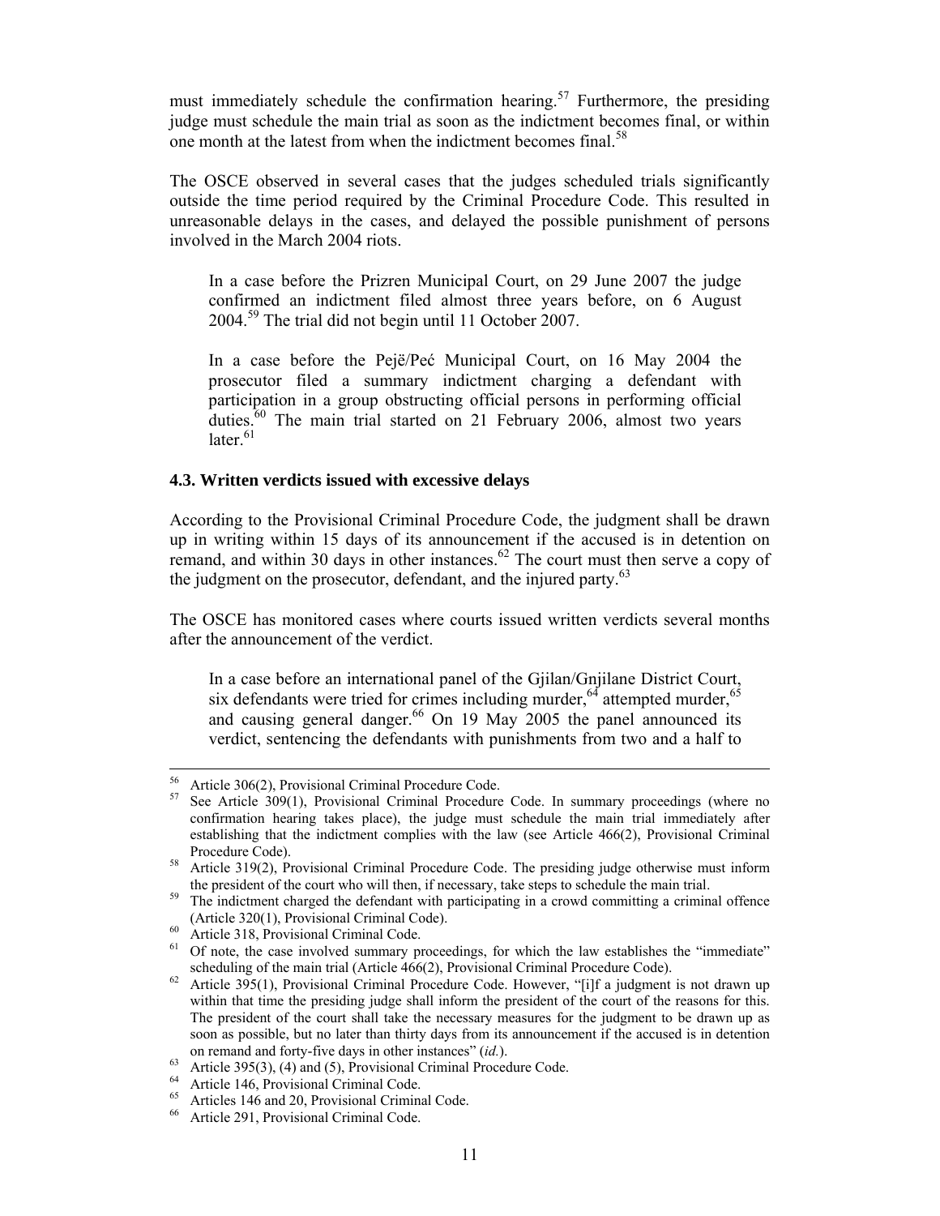must immediately schedule the confirmation hearing.[57] Furthermore, the presiding judge must schedule the main trial as soon as the indictment becomes final, or within one month at the latest from when the indictment becomes final.[58]

The OSCE observed in several cases that the judges scheduled trials significantly outside the time period required by the Criminal Procedure Code. This resulted in unreasonable delays in the cases, and delayed the possible punishment of persons involved in the March 2004 riots.

> In a case before the Prizren Municipal Court, on 29 June 2007 the judge confirmed an indictment filed almost three years before, on 6 August 2004.[59] The trial did not begin until 11 October 2007.
>
> In a case before the Pejë/Peć Municipal Court, on 16 May 2004 the prosecutor filed a summary indictment charging a defendant with participation in a group obstructing official persons in performing official duties.[60] The main trial started on 21 February 2006, almost two years later.[61]

### 4.3. Written verdicts issued with excessive delays

According to the Provisional Criminal Procedure Code, the judgment shall be drawn up in writing within 15 days of its announcement if the accused is in detention on remand, and within 30 days in other instances.[62] The court must then serve a copy of the judgment on the prosecutor, defendant, and the injured party.[63]

The OSCE has monitored cases where courts issued written verdicts several months after the announcement of the verdict.

> In a case before an international panel of the Gjilan/Gnjilane District Court, six defendants were tried for crimes including murder,[64] attempted murder,[65] and causing general danger.[66] On 19 May 2005 the panel announced its verdict, sentencing the defendants with punishments from two and a half to

---

[56] Article 306(2), Provisional Criminal Procedure Code.

[57] See Article 309(1), Provisional Criminal Procedure Code. In summary proceedings (where no confirmation hearing takes place), the judge must schedule the main trial immediately after establishing that the indictment complies with the law (see Article 466(2), Provisional Criminal Procedure Code).

[58] Article 319(2), Provisional Criminal Procedure Code. The presiding judge otherwise must inform the president of the court who will then, if necessary, take steps to schedule the main trial.

[59] The indictment charged the defendant with participating in a crowd committing a criminal offence (Article 320(1), Provisional Criminal Code).

[60] Article 318, Provisional Criminal Code.

[61] Of note, the case involved summary proceedings, for which the law establishes the "immediate" scheduling of the main trial (Article 466(2), Provisional Criminal Procedure Code).

[62] Article 395(1), Provisional Criminal Procedure Code. However, "[i]f a judgment is not drawn up within that time the presiding judge shall inform the president of the court of the reasons for this. The president of the court shall take the necessary measures for the judgment to be drawn up as soon as possible, but no later than thirty days from its announcement if the accused is in detention on remand and forty-five days in other instances" (*id.*).

[63] Article 395(3), (4) and (5), Provisional Criminal Procedure Code.

[64] Article 146, Provisional Criminal Code.

[65] Articles 146 and 20, Provisional Criminal Code.

[66] Article 291, Provisional Criminal Code.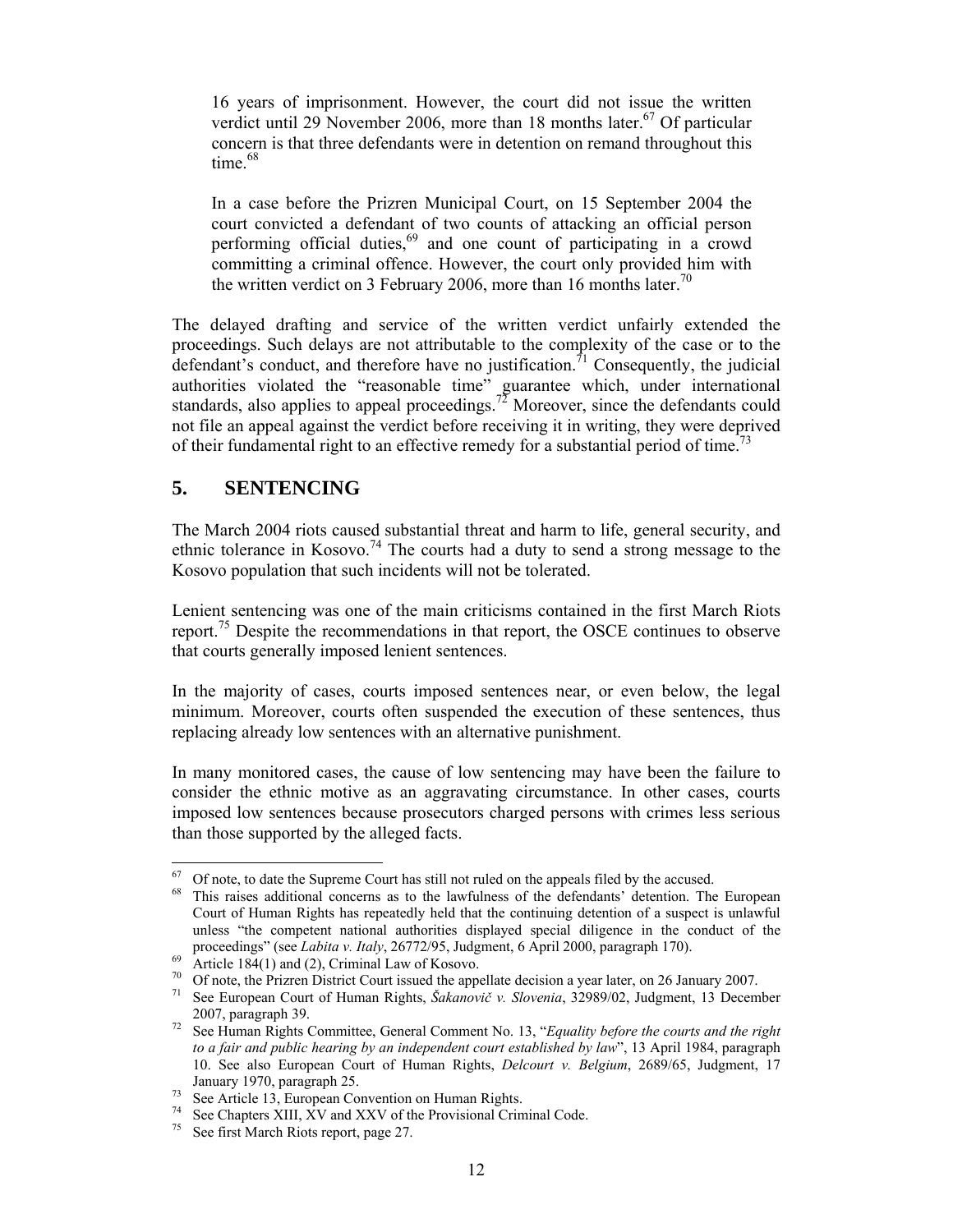16 years of imprisonment. However, the court did not issue the written verdict until 29 November 2006, more than 18 months later.[67] Of particular concern is that three defendants were in detention on remand throughout this time.[68]

In a case before the Prizren Municipal Court, on 15 September 2004 the court convicted a defendant of two counts of attacking an official person performing official duties,[69] and one count of participating in a crowd committing a criminal offence. However, the court only provided him with the written verdict on 3 February 2006, more than 16 months later.[70]

The delayed drafting and service of the written verdict unfairly extended the proceedings. Such delays are not attributable to the complexity of the case or to the defendant's conduct, and therefore have no justification.[71] Consequently, the judicial authorities violated the "reasonable time" guarantee which, under international standards, also applies to appeal proceedings.[72] Moreover, since the defendants could not file an appeal against the verdict before receiving it in writing, they were deprived of their fundamental right to an effective remedy for a substantial period of time.[73]

## 5. SENTENCING

The March 2004 riots caused substantial threat and harm to life, general security, and ethnic tolerance in Kosovo.[74] The courts had a duty to send a strong message to the Kosovo population that such incidents will not be tolerated.

Lenient sentencing was one of the main criticisms contained in the first March Riots report.[75] Despite the recommendations in that report, the OSCE continues to observe that courts generally imposed lenient sentences.

In the majority of cases, courts imposed sentences near, or even below, the legal minimum. Moreover, courts often suspended the execution of these sentences, thus replacing already low sentences with an alternative punishment.

In many monitored cases, the cause of low sentencing may have been the failure to consider the ethnic motive as an aggravating circumstance. In other cases, courts imposed low sentences because prosecutors charged persons with crimes less serious than those supported by the alleged facts.

---

[67] Of note, to date the Supreme Court has still not ruled on the appeals filed by the accused.

[68] This raises additional concerns as to the lawfulness of the defendants' detention. The European Court of Human Rights has repeatedly held that the continuing detention of a suspect is unlawful unless "the competent national authorities displayed special diligence in the conduct of the proceedings" (see *Labita v. Italy*, 26772/95, Judgment, 6 April 2000, paragraph 170).

[69] Article 184(1) and (2), Criminal Law of Kosovo.

[70] Of note, the Prizren District Court issued the appellate decision a year later, on 26 January 2007.

[71] See European Court of Human Rights, *Šakanovič v. Slovenia*, 32989/02, Judgment, 13 December 2007, paragraph 39.

[72] See Human Rights Committee, General Comment No. 13, "*Equality before the courts and the right to a fair and public hearing by an independent court established by law*", 13 April 1984, paragraph 10. See also European Court of Human Rights, *Delcourt v. Belgium*, 2689/65, Judgment, 17 January 1970, paragraph 25.

[73] See Article 13, European Convention on Human Rights.

[74] See Chapters XIII, XV and XXV of the Provisional Criminal Code.

[75] See first March Riots report, page 27.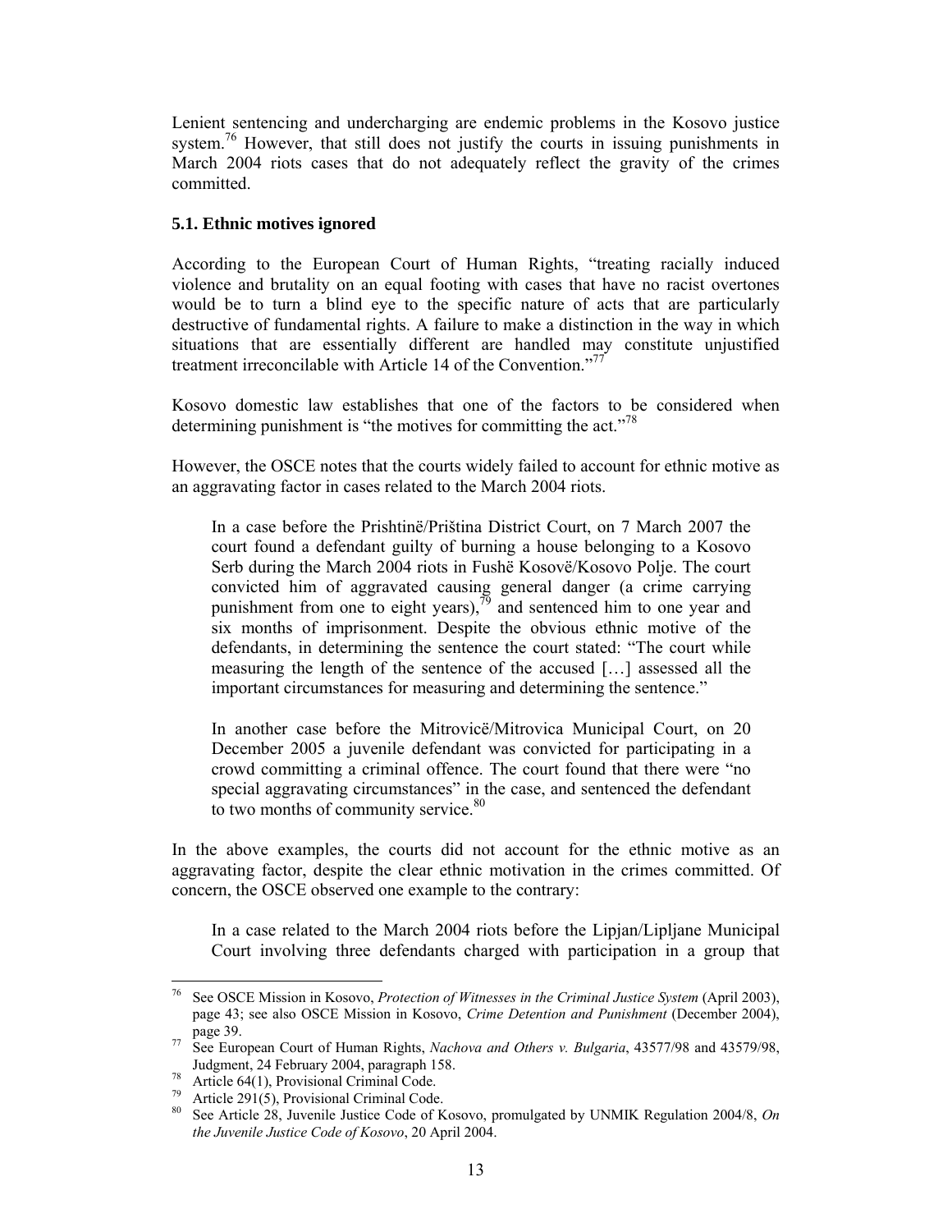Lenient sentencing and undercharging are endemic problems in the Kosovo justice system.[76] However, that still does not justify the courts in issuing punishments in March 2004 riots cases that do not adequately reflect the gravity of the crimes committed.

### 5.1. Ethnic motives ignored

According to the European Court of Human Rights, "treating racially induced violence and brutality on an equal footing with cases that have no racist overtones would be to turn a blind eye to the specific nature of acts that are particularly destructive of fundamental rights. A failure to make a distinction in the way in which situations that are essentially different are handled may constitute unjustified treatment irreconcilable with Article 14 of the Convention."[77]

Kosovo domestic law establishes that one of the factors to be considered when determining punishment is "the motives for committing the act."[78]

However, the OSCE notes that the courts widely failed to account for ethnic motive as an aggravating factor in cases related to the March 2004 riots.

> In a case before the Prishtinë/Priština District Court, on 7 March 2007 the court found a defendant guilty of burning a house belonging to a Kosovo Serb during the March 2004 riots in Fushë Kosovë/Kosovo Polje. The court convicted him of aggravated causing general danger (a crime carrying punishment from one to eight years),[79] and sentenced him to one year and six months of imprisonment. Despite the obvious ethnic motive of the defendants, in determining the sentence the court stated: "The court while measuring the length of the sentence of the accused […] assessed all the important circumstances for measuring and determining the sentence."
>
> In another case before the Mitrovicë/Mitrovica Municipal Court, on 20 December 2005 a juvenile defendant was convicted for participating in a crowd committing a criminal offence. The court found that there were "no special aggravating circumstances" in the case, and sentenced the defendant to two months of community service.[80]

In the above examples, the courts did not account for the ethnic motive as an aggravating factor, despite the clear ethnic motivation in the crimes committed. Of concern, the OSCE observed one example to the contrary:

> In a case related to the March 2004 riots before the Lipjan/Lipljane Municipal Court involving three defendants charged with participation in a group that

---

[76] See OSCE Mission in Kosovo, *Protection of Witnesses in the Criminal Justice System* (April 2003), page 43; see also OSCE Mission in Kosovo, *Crime Detention and Punishment* (December 2004), page 39.

[77] See European Court of Human Rights, *Nachova and Others v. Bulgaria*, 43577/98 and 43579/98, Judgment, 24 February 2004, paragraph 158.

[78] Article 64(1), Provisional Criminal Code.

[79] Article 291(5), Provisional Criminal Code.

[80] See Article 28, Juvenile Justice Code of Kosovo, promulgated by UNMIK Regulation 2004/8, *On the Juvenile Justice Code of Kosovo*, 20 April 2004.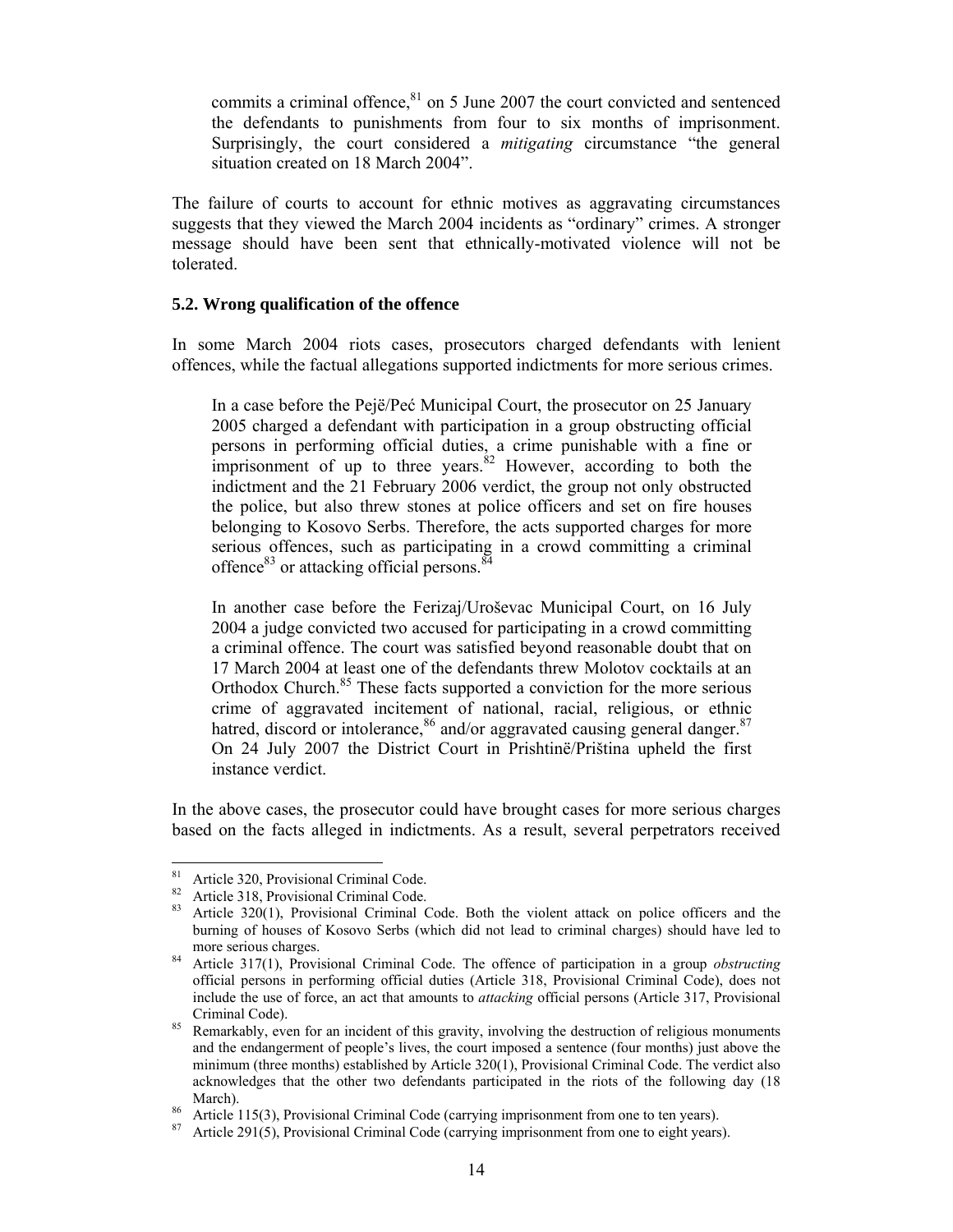commits a criminal offence,[81] on 5 June 2007 the court convicted and sentenced the defendants to punishments from four to six months of imprisonment. Surprisingly, the court considered a *mitigating* circumstance "the general situation created on 18 March 2004".

The failure of courts to account for ethnic motives as aggravating circumstances suggests that they viewed the March 2004 incidents as "ordinary" crimes. A stronger message should have been sent that ethnically-motivated violence will not be tolerated.

### 5.2. Wrong qualification of the offence

In some March 2004 riots cases, prosecutors charged defendants with lenient offences, while the factual allegations supported indictments for more serious crimes.

> In a case before the Pejë/Peć Municipal Court, the prosecutor on 25 January 2005 charged a defendant with participation in a group obstructing official persons in performing official duties, a crime punishable with a fine or imprisonment of up to three years.[82] However, according to both the indictment and the 21 February 2006 verdict, the group not only obstructed the police, but also threw stones at police officers and set on fire houses belonging to Kosovo Serbs. Therefore, the acts supported charges for more serious offences, such as participating in a crowd committing a criminal offence[83] or attacking official persons.[84]
>
> In another case before the Ferizaj/Uroševac Municipal Court, on 16 July 2004 a judge convicted two accused for participating in a crowd committing a criminal offence. The court was satisfied beyond reasonable doubt that on 17 March 2004 at least one of the defendants threw Molotov cocktails at an Orthodox Church.[85] These facts supported a conviction for the more serious crime of aggravated incitement of national, racial, religious, or ethnic hatred, discord or intolerance,[86] and/or aggravated causing general danger.[87] On 24 July 2007 the District Court in Prishtinë/Priština upheld the first instance verdict.

In the above cases, the prosecutor could have brought cases for more serious charges based on the facts alleged in indictments. As a result, several perpetrators received

---

[81] Article 320, Provisional Criminal Code.

[82] Article 318, Provisional Criminal Code.

[83] Article 320(1), Provisional Criminal Code. Both the violent attack on police officers and the burning of houses of Kosovo Serbs (which did not lead to criminal charges) should have led to more serious charges.

[84] Article 317(1), Provisional Criminal Code. The offence of participation in a group *obstructing* official persons in performing official duties (Article 318, Provisional Criminal Code), does not include the use of force, an act that amounts to *attacking* official persons (Article 317, Provisional Criminal Code).

[85] Remarkably, even for an incident of this gravity, involving the destruction of religious monuments and the endangerment of people's lives, the court imposed a sentence (four months) just above the minimum (three months) established by Article 320(1), Provisional Criminal Code. The verdict also acknowledges that the other two defendants participated in the riots of the following day (18 March).

[86] Article 115(3), Provisional Criminal Code (carrying imprisonment from one to ten years).

[87] Article 291(5), Provisional Criminal Code (carrying imprisonment from one to eight years).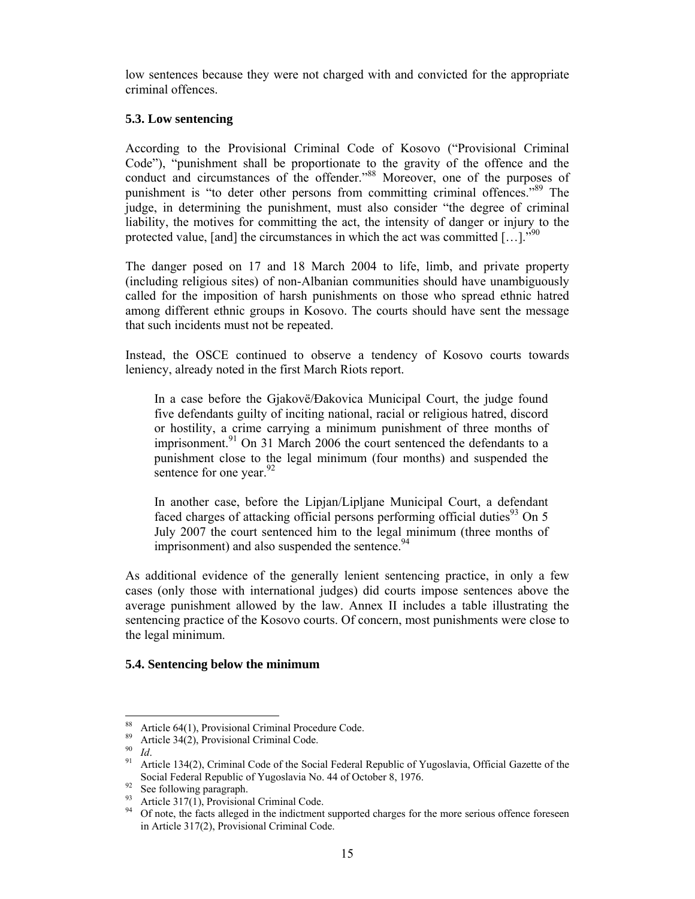low sentences because they were not charged with and convicted for the appropriate criminal offences.

### 5.3. Low sentencing

According to the Provisional Criminal Code of Kosovo ("Provisional Criminal Code"), "punishment shall be proportionate to the gravity of the offence and the conduct and circumstances of the offender."[88] Moreover, one of the purposes of punishment is "to deter other persons from committing criminal offences."[89] The judge, in determining the punishment, must also consider "the degree of criminal liability, the motives for committing the act, the intensity of danger or injury to the protected value, [and] the circumstances in which the act was committed […]."[90]

The danger posed on 17 and 18 March 2004 to life, limb, and private property (including religious sites) of non-Albanian communities should have unambiguously called for the imposition of harsh punishments on those who spread ethnic hatred among different ethnic groups in Kosovo. The courts should have sent the message that such incidents must not be repeated.

Instead, the OSCE continued to observe a tendency of Kosovo courts towards leniency, already noted in the first March Riots report.

> In a case before the Gjakovë/Đakovica Municipal Court, the judge found five defendants guilty of inciting national, racial or religious hatred, discord or hostility, a crime carrying a minimum punishment of three months of imprisonment.[91] On 31 March 2006 the court sentenced the defendants to a punishment close to the legal minimum (four months) and suspended the sentence for one year.[92]
>
> In another case, before the Lipjan/Lipljane Municipal Court, a defendant faced charges of attacking official persons performing official duties[93] On 5 July 2007 the court sentenced him to the legal minimum (three months of imprisonment) and also suspended the sentence.[94]

As additional evidence of the generally lenient sentencing practice, in only a few cases (only those with international judges) did courts impose sentences above the average punishment allowed by the law. Annex II includes a table illustrating the sentencing practice of the Kosovo courts. Of concern, most punishments were close to the legal minimum.

### 5.4. Sentencing below the minimum

---

[88] Article 64(1), Provisional Criminal Procedure Code.

[89] Article 34(2), Provisional Criminal Code.

[90] *Id*.

[91] Article 134(2), Criminal Code of the Social Federal Republic of Yugoslavia, Official Gazette of the Social Federal Republic of Yugoslavia No. 44 of October 8, 1976.

[92] See following paragraph.

[93] Article 317(1), Provisional Criminal Code.

[94] Of note, the facts alleged in the indictment supported charges for the more serious offence foreseen in Article 317(2), Provisional Criminal Code.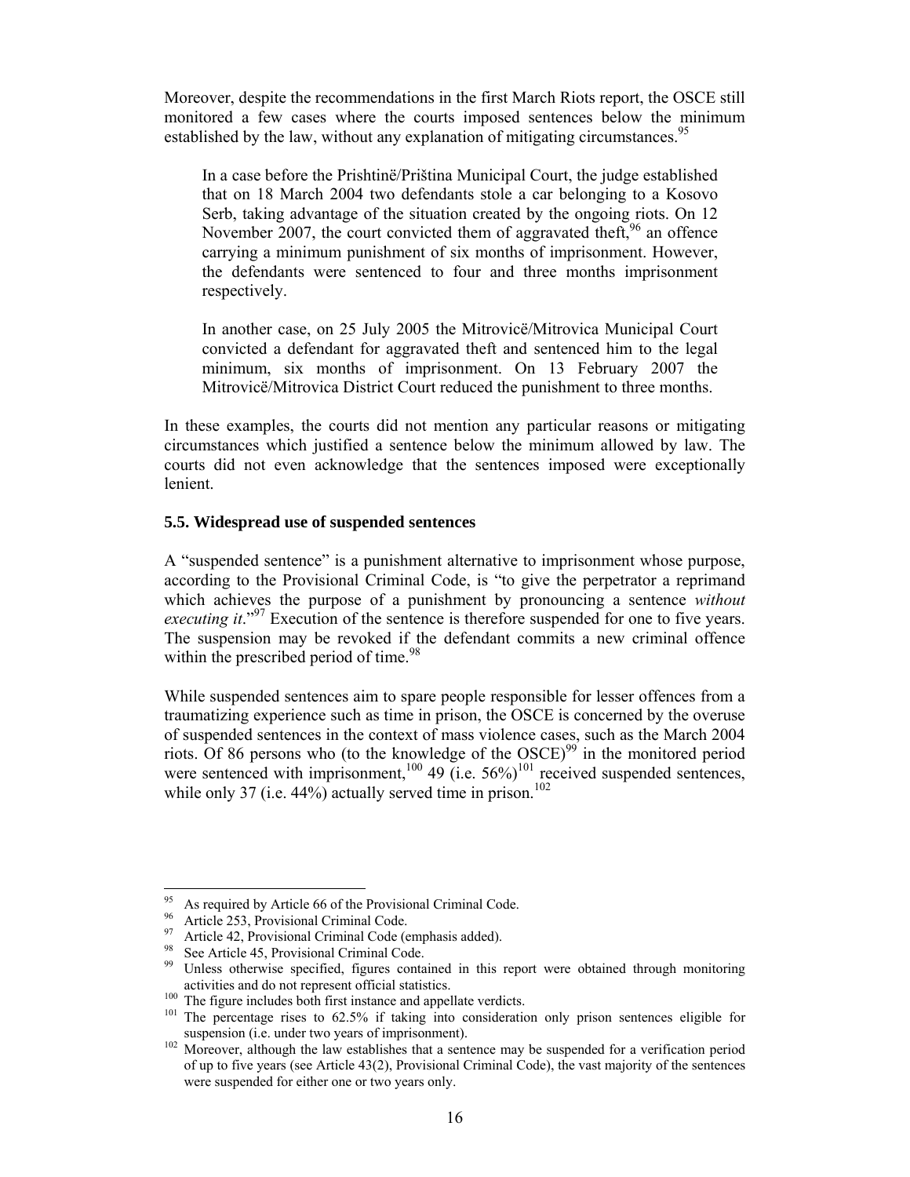Moreover, despite the recommendations in the first March Riots report, the OSCE still monitored a few cases where the courts imposed sentences below the minimum established by the law, without any explanation of mitigating circumstances.[95]

> In a case before the Prishtinë/Priština Municipal Court, the judge established that on 18 March 2004 two defendants stole a car belonging to a Kosovo Serb, taking advantage of the situation created by the ongoing riots. On 12 November 2007, the court convicted them of aggravated theft,[96] an offence carrying a minimum punishment of six months of imprisonment. However, the defendants were sentenced to four and three months imprisonment respectively.
>
> In another case, on 25 July 2005 the Mitrovicë/Mitrovica Municipal Court convicted a defendant for aggravated theft and sentenced him to the legal minimum, six months of imprisonment. On 13 February 2007 the Mitrovicë/Mitrovica District Court reduced the punishment to three months.

In these examples, the courts did not mention any particular reasons or mitigating circumstances which justified a sentence below the minimum allowed by law. The courts did not even acknowledge that the sentences imposed were exceptionally lenient.

### 5.5. Widespread use of suspended sentences

A "suspended sentence" is a punishment alternative to imprisonment whose purpose, according to the Provisional Criminal Code, is "to give the perpetrator a reprimand which achieves the purpose of a punishment by pronouncing a sentence *without executing it*."[97] Execution of the sentence is therefore suspended for one to five years. The suspension may be revoked if the defendant commits a new criminal offence within the prescribed period of time.[98]

While suspended sentences aim to spare people responsible for lesser offences from a traumatizing experience such as time in prison, the OSCE is concerned by the overuse of suspended sentences in the context of mass violence cases, such as the March 2004 riots. Of 86 persons who (to the knowledge of the OSCE)[99] in the monitored period were sentenced with imprisonment,[100] 49 (i.e. 56%)[101] received suspended sentences, while only 37 (i.e. 44%) actually served time in prison.[102]

---

[95] As required by Article 66 of the Provisional Criminal Code.

[96] Article 253, Provisional Criminal Code.

[97] Article 42, Provisional Criminal Code (emphasis added).

[98] See Article 45, Provisional Criminal Code.

[99] Unless otherwise specified, figures contained in this report were obtained through monitoring activities and do not represent official statistics.

[100] The figure includes both first instance and appellate verdicts.

[101] The percentage rises to 62.5% if taking into consideration only prison sentences eligible for suspension (i.e. under two years of imprisonment).

[102] Moreover, although the law establishes that a sentence may be suspended for a verification period of up to five years (see Article 43(2), Provisional Criminal Code), the vast majority of the sentences were suspended for either one or two years only.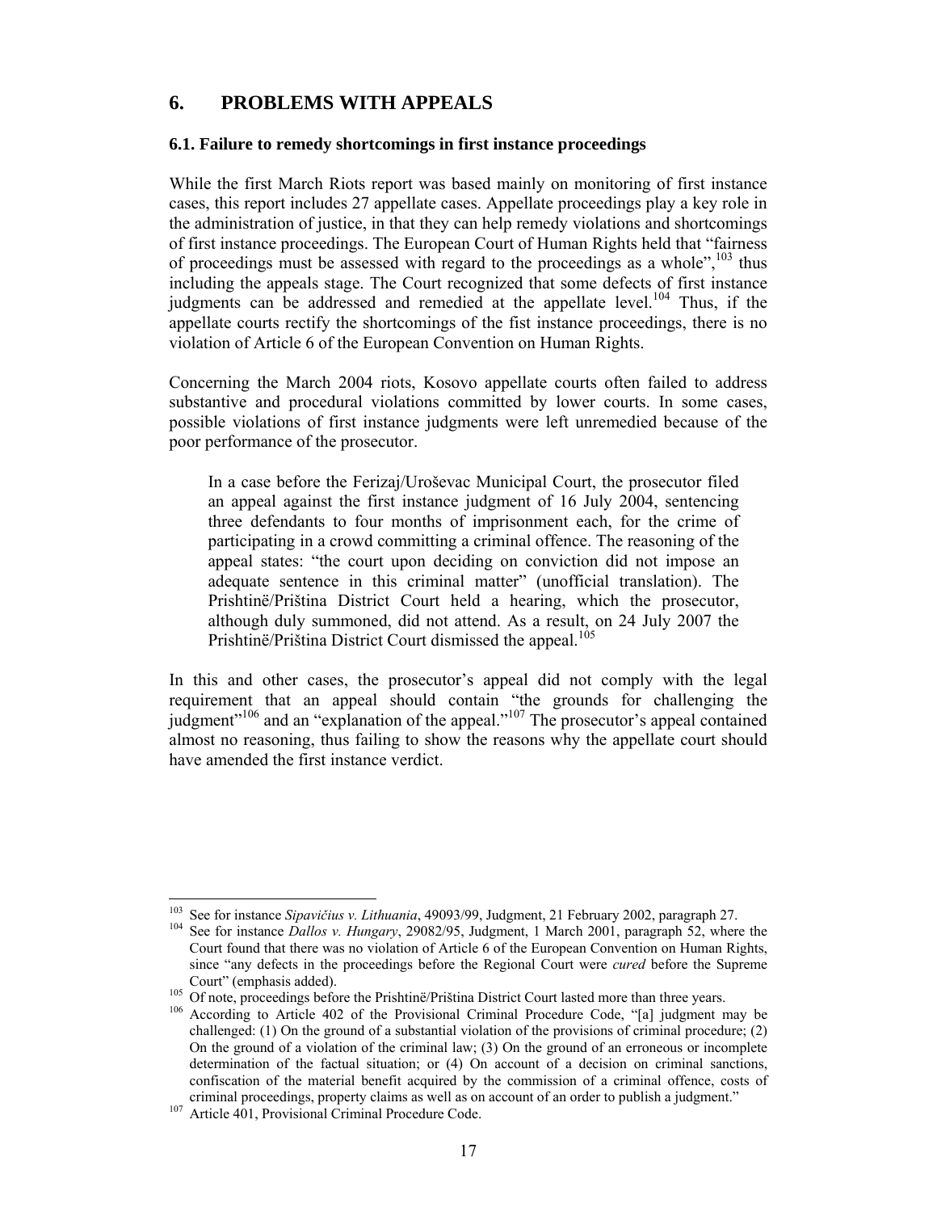## 6. PROBLEMS WITH APPEALS

### 6.1. Failure to remedy shortcomings in first instance proceedings

While the first March Riots report was based mainly on monitoring of first instance cases, this report includes 27 appellate cases. Appellate proceedings play a key role in the administration of justice, in that they can help remedy violations and shortcomings of first instance proceedings. The European Court of Human Rights held that "fairness of proceedings must be assessed with regard to the proceedings as a whole",[103] thus including the appeals stage. The Court recognized that some defects of first instance judgments can be addressed and remedied at the appellate level.[104] Thus, if the appellate courts rectify the shortcomings of the fist instance proceedings, there is no violation of Article 6 of the European Convention on Human Rights.

Concerning the March 2004 riots, Kosovo appellate courts often failed to address substantive and procedural violations committed by lower courts. In some cases, possible violations of first instance judgments were left unremedied because of the poor performance of the prosecutor.

> In a case before the Ferizaj/Uroševac Municipal Court, the prosecutor filed an appeal against the first instance judgment of 16 July 2004, sentencing three defendants to four months of imprisonment each, for the crime of participating in a crowd committing a criminal offence. The reasoning of the appeal states: "the court upon deciding on conviction did not impose an adequate sentence in this criminal matter" (unofficial translation). The Prishtinë/Priština District Court held a hearing, which the prosecutor, although duly summoned, did not attend. As a result, on 24 July 2007 the Prishtinë/Priština District Court dismissed the appeal.[105]

In this and other cases, the prosecutor's appeal did not comply with the legal requirement that an appeal should contain "the grounds for challenging the judgment"[106] and an "explanation of the appeal."[107] The prosecutor's appeal contained almost no reasoning, thus failing to show the reasons why the appellate court should have amended the first instance verdict.

---

[103] See for instance *Sipavičius v. Lithuania*, 49093/99, Judgment, 21 February 2002, paragraph 27.

[104] See for instance *Dallos v. Hungary*, 29082/95, Judgment, 1 March 2001, paragraph 52, where the Court found that there was no violation of Article 6 of the European Convention on Human Rights, since "any defects in the proceedings before the Regional Court were *cured* before the Supreme Court" (emphasis added).

[105] Of note, proceedings before the Prishtinë/Priština District Court lasted more than three years.

[106] According to Article 402 of the Provisional Criminal Procedure Code, "[a] judgment may be challenged: (1) On the ground of a substantial violation of the provisions of criminal procedure; (2) On the ground of a violation of the criminal law; (3) On the ground of an erroneous or incomplete determination of the factual situation; or (4) On account of a decision on criminal sanctions, confiscation of the material benefit acquired by the commission of a criminal offence, costs of criminal proceedings, property claims as well as on account of an order to publish a judgment."

[107] Article 401, Provisional Criminal Procedure Code.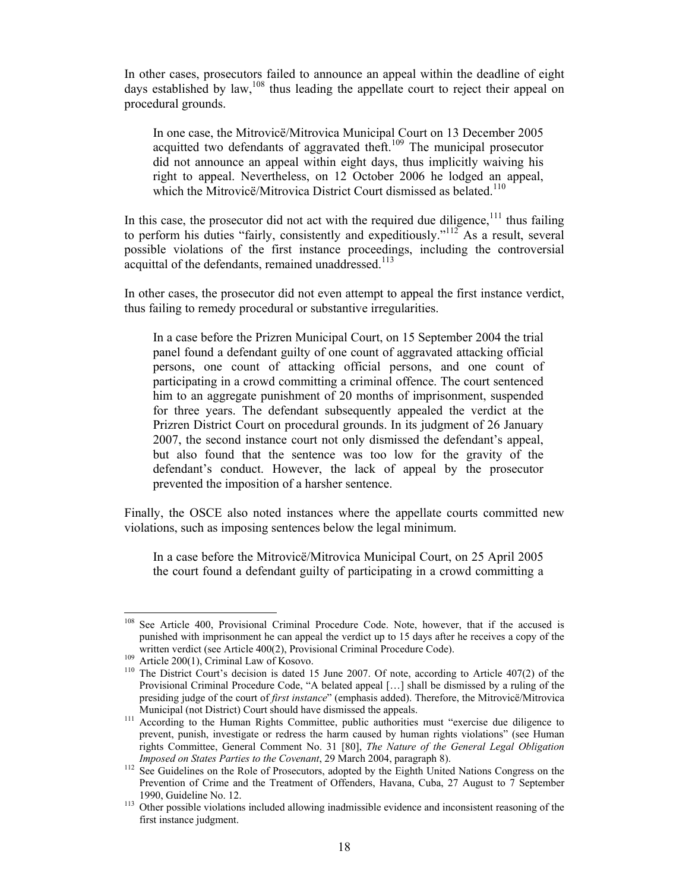In other cases, prosecutors failed to announce an appeal within the deadline of eight days established by law,[108] thus leading the appellate court to reject their appeal on procedural grounds.

> In one case, the Mitrovicë/Mitrovica Municipal Court on 13 December 2005 acquitted two defendants of aggravated theft.[109] The municipal prosecutor did not announce an appeal within eight days, thus implicitly waiving his right to appeal. Nevertheless, on 12 October 2006 he lodged an appeal, which the Mitrovicë/Mitrovica District Court dismissed as belated.[110]

In this case, the prosecutor did not act with the required due diligence,[111] thus failing to perform his duties "fairly, consistently and expeditiously."[112] As a result, several possible violations of the first instance proceedings, including the controversial acquittal of the defendants, remained unaddressed.[113]

In other cases, the prosecutor did not even attempt to appeal the first instance verdict, thus failing to remedy procedural or substantive irregularities.

> In a case before the Prizren Municipal Court, on 15 September 2004 the trial panel found a defendant guilty of one count of aggravated attacking official persons, one count of attacking official persons, and one count of participating in a crowd committing a criminal offence. The court sentenced him to an aggregate punishment of 20 months of imprisonment, suspended for three years. The defendant subsequently appealed the verdict at the Prizren District Court on procedural grounds. In its judgment of 26 January 2007, the second instance court not only dismissed the defendant's appeal, but also found that the sentence was too low for the gravity of the defendant's conduct. However, the lack of appeal by the prosecutor prevented the imposition of a harsher sentence.

Finally, the OSCE also noted instances where the appellate courts committed new violations, such as imposing sentences below the legal minimum.

> In a case before the Mitrovicë/Mitrovica Municipal Court, on 25 April 2005 the court found a defendant guilty of participating in a crowd committing a

---

[108] See Article 400, Provisional Criminal Procedure Code. Note, however, that if the accused is punished with imprisonment he can appeal the verdict up to 15 days after he receives a copy of the written verdict (see Article 400(2), Provisional Criminal Procedure Code).

[109] Article 200(1), Criminal Law of Kosovo.

[110] The District Court's decision is dated 15 June 2007. Of note, according to Article 407(2) of the Provisional Criminal Procedure Code, "A belated appeal […] shall be dismissed by a ruling of the presiding judge of the court of *first instance*" (emphasis added). Therefore, the Mitrovicë/Mitrovica Municipal (not District) Court should have dismissed the appeals.

[111] According to the Human Rights Committee, public authorities must "exercise due diligence to prevent, punish, investigate or redress the harm caused by human rights violations" (see Human rights Committee, General Comment No. 31 [80], *The Nature of the General Legal Obligation Imposed on States Parties to the Covenant*, 29 March 2004, paragraph 8).

[112] See Guidelines on the Role of Prosecutors, adopted by the Eighth United Nations Congress on the Prevention of Crime and the Treatment of Offenders, Havana, Cuba, 27 August to 7 September 1990, Guideline No. 12.

[113] Other possible violations included allowing inadmissible evidence and inconsistent reasoning of the first instance judgment.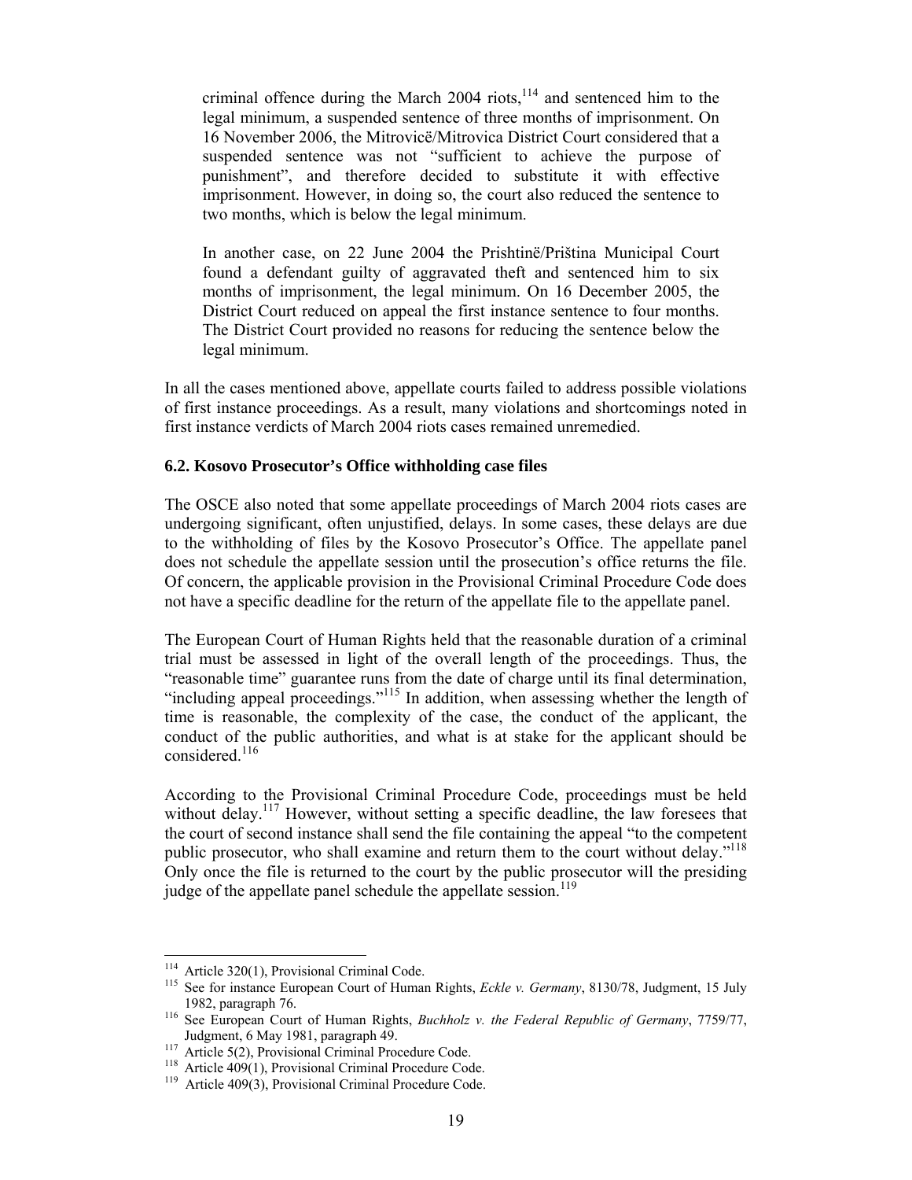criminal offence during the March 2004 riots,[114] and sentenced him to the legal minimum, a suspended sentence of three months of imprisonment. On 16 November 2006, the Mitrovicë/Mitrovica District Court considered that a suspended sentence was not "sufficient to achieve the purpose of punishment", and therefore decided to substitute it with effective imprisonment. However, in doing so, the court also reduced the sentence to two months, which is below the legal minimum.

In another case, on 22 June 2004 the Prishtinë/Priština Municipal Court found a defendant guilty of aggravated theft and sentenced him to six months of imprisonment, the legal minimum. On 16 December 2005, the District Court reduced on appeal the first instance sentence to four months. The District Court provided no reasons for reducing the sentence below the legal minimum.

In all the cases mentioned above, appellate courts failed to address possible violations of first instance proceedings. As a result, many violations and shortcomings noted in first instance verdicts of March 2004 riots cases remained unremedied.

### 6.2. Kosovo Prosecutor's Office withholding case files

The OSCE also noted that some appellate proceedings of March 2004 riots cases are undergoing significant, often unjustified, delays. In some cases, these delays are due to the withholding of files by the Kosovo Prosecutor's Office. The appellate panel does not schedule the appellate session until the prosecution's office returns the file. Of concern, the applicable provision in the Provisional Criminal Procedure Code does not have a specific deadline for the return of the appellate file to the appellate panel.

The European Court of Human Rights held that the reasonable duration of a criminal trial must be assessed in light of the overall length of the proceedings. Thus, the "reasonable time" guarantee runs from the date of charge until its final determination, "including appeal proceedings."[115] In addition, when assessing whether the length of time is reasonable, the complexity of the case, the conduct of the applicant, the conduct of the public authorities, and what is at stake for the applicant should be considered.[116]

According to the Provisional Criminal Procedure Code, proceedings must be held without delay.[117] However, without setting a specific deadline, the law foresees that the court of second instance shall send the file containing the appeal "to the competent public prosecutor, who shall examine and return them to the court without delay."[118] Only once the file is returned to the court by the public prosecutor will the presiding judge of the appellate panel schedule the appellate session.[119]

---

[114] Article 320(1), Provisional Criminal Code.

[115] See for instance European Court of Human Rights, *Eckle v. Germany*, 8130/78, Judgment, 15 July 1982, paragraph 76.

[116] See European Court of Human Rights, *Buchholz v. the Federal Republic of Germany*, 7759/77, Judgment, 6 May 1981, paragraph 49.

[117] Article 5(2), Provisional Criminal Procedure Code.

[118] Article 409(1), Provisional Criminal Procedure Code.

[119] Article 409(3), Provisional Criminal Procedure Code.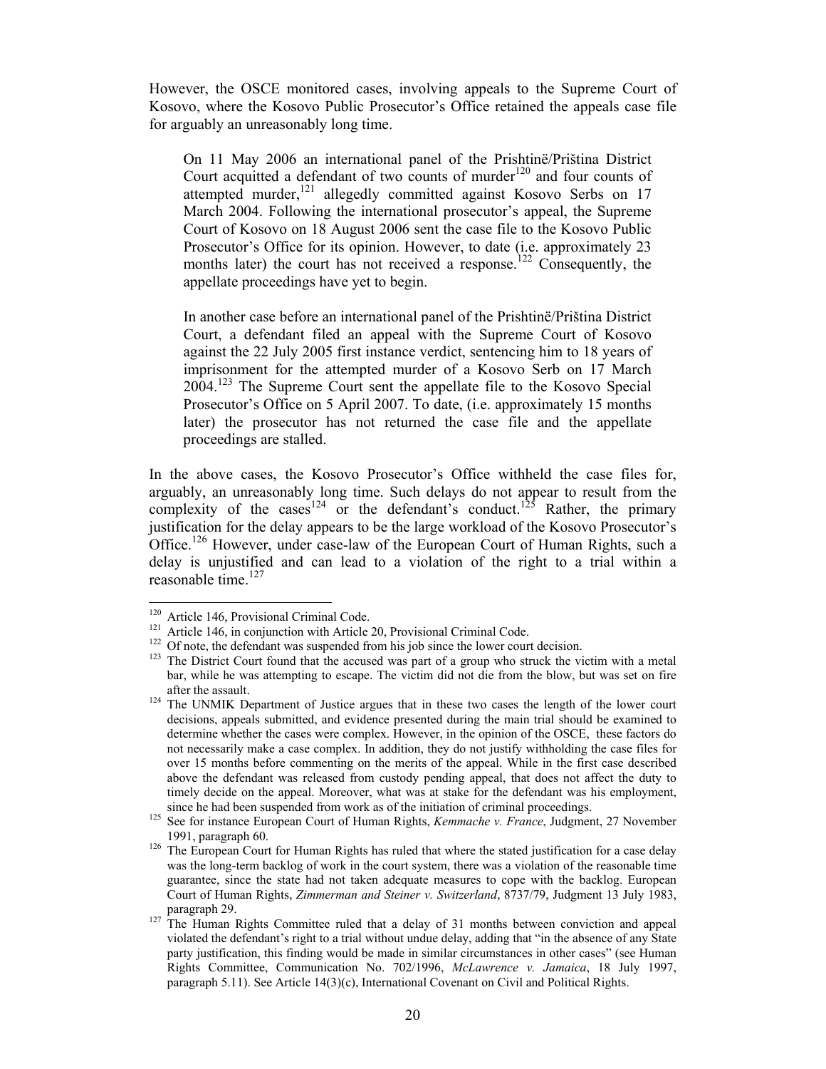However, the OSCE monitored cases, involving appeals to the Supreme Court of Kosovo, where the Kosovo Public Prosecutor's Office retained the appeals case file for arguably an unreasonably long time.

> On 11 May 2006 an international panel of the Prishtinë/Priština District Court acquitted a defendant of two counts of murder[120] and four counts of attempted murder,[121] allegedly committed against Kosovo Serbs on 17 March 2004. Following the international prosecutor's appeal, the Supreme Court of Kosovo on 18 August 2006 sent the case file to the Kosovo Public Prosecutor's Office for its opinion. However, to date (i.e. approximately 23 months later) the court has not received a response.[122] Consequently, the appellate proceedings have yet to begin.
>
> In another case before an international panel of the Prishtinë/Priština District Court, a defendant filed an appeal with the Supreme Court of Kosovo against the 22 July 2005 first instance verdict, sentencing him to 18 years of imprisonment for the attempted murder of a Kosovo Serb on 17 March 2004.[123] The Supreme Court sent the appellate file to the Kosovo Special Prosecutor's Office on 5 April 2007. To date, (i.e. approximately 15 months later) the prosecutor has not returned the case file and the appellate proceedings are stalled.

In the above cases, the Kosovo Prosecutor's Office withheld the case files for, arguably, an unreasonably long time. Such delays do not appear to result from the complexity of the cases[124] or the defendant's conduct.[125] Rather, the primary justification for the delay appears to be the large workload of the Kosovo Prosecutor's Office.[126] However, under case-law of the European Court of Human Rights, such a delay is unjustified and can lead to a violation of the right to a trial within a reasonable time.[127]

---

[120] Article 146, Provisional Criminal Code.

[121] Article 146, in conjunction with Article 20, Provisional Criminal Code.

[122] Of note, the defendant was suspended from his job since the lower court decision.

[123] The District Court found that the accused was part of a group who struck the victim with a metal bar, while he was attempting to escape. The victim did not die from the blow, but was set on fire after the assault.

[124] The UNMIK Department of Justice argues that in these two cases the length of the lower court decisions, appeals submitted, and evidence presented during the main trial should be examined to determine whether the cases were complex. However, in the opinion of the OSCE, these factors do not necessarily make a case complex. In addition, they do not justify withholding the case files for over 15 months before commenting on the merits of the appeal. While in the first case described above the defendant was released from custody pending appeal, that does not affect the duty to timely decide on the appeal. Moreover, what was at stake for the defendant was his employment, since he had been suspended from work as of the initiation of criminal proceedings.

[125] See for instance European Court of Human Rights, *Kemmache v. France*, Judgment, 27 November 1991, paragraph 60.

[126] The European Court for Human Rights has ruled that where the stated justification for a case delay was the long-term backlog of work in the court system, there was a violation of the reasonable time guarantee, since the state had not taken adequate measures to cope with the backlog. European Court of Human Rights, *Zimmerman and Steiner v. Switzerland*, 8737/79, Judgment 13 July 1983, paragraph 29.

[127] The Human Rights Committee ruled that a delay of 31 months between conviction and appeal violated the defendant's right to a trial without undue delay, adding that "in the absence of any State party justification, this finding would be made in similar circumstances in other cases" (see Human Rights Committee, Communication No. 702/1996, *McLawrence v. Jamaica*, 18 July 1997, paragraph 5.11). See Article 14(3)(c), International Covenant on Civil and Political Rights.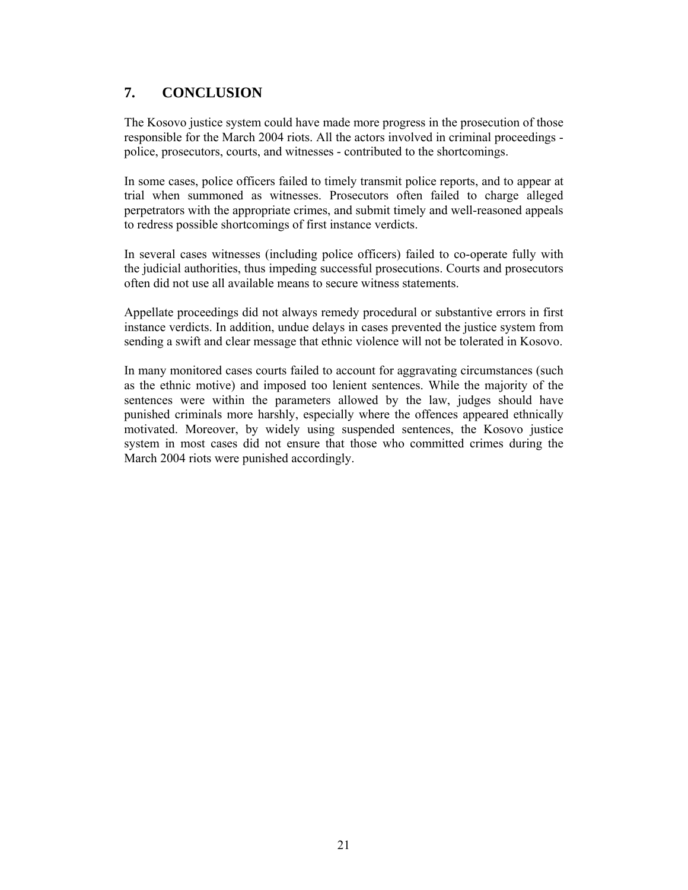## 7. CONCLUSION

The Kosovo justice system could have made more progress in the prosecution of those responsible for the March 2004 riots. All the actors involved in criminal proceedings - police, prosecutors, courts, and witnesses - contributed to the shortcomings.

In some cases, police officers failed to timely transmit police reports, and to appear at trial when summoned as witnesses. Prosecutors often failed to charge alleged perpetrators with the appropriate crimes, and submit timely and well-reasoned appeals to redress possible shortcomings of first instance verdicts.

In several cases witnesses (including police officers) failed to co-operate fully with the judicial authorities, thus impeding successful prosecutions. Courts and prosecutors often did not use all available means to secure witness statements.

Appellate proceedings did not always remedy procedural or substantive errors in first instance verdicts. In addition, undue delays in cases prevented the justice system from sending a swift and clear message that ethnic violence will not be tolerated in Kosovo.

In many monitored cases courts failed to account for aggravating circumstances (such as the ethnic motive) and imposed too lenient sentences. While the majority of the sentences were within the parameters allowed by the law, judges should have punished criminals more harshly, especially where the offences appeared ethnically motivated. Moreover, by widely using suspended sentences, the Kosovo justice system in most cases did not ensure that those who committed crimes during the March 2004 riots were punished accordingly.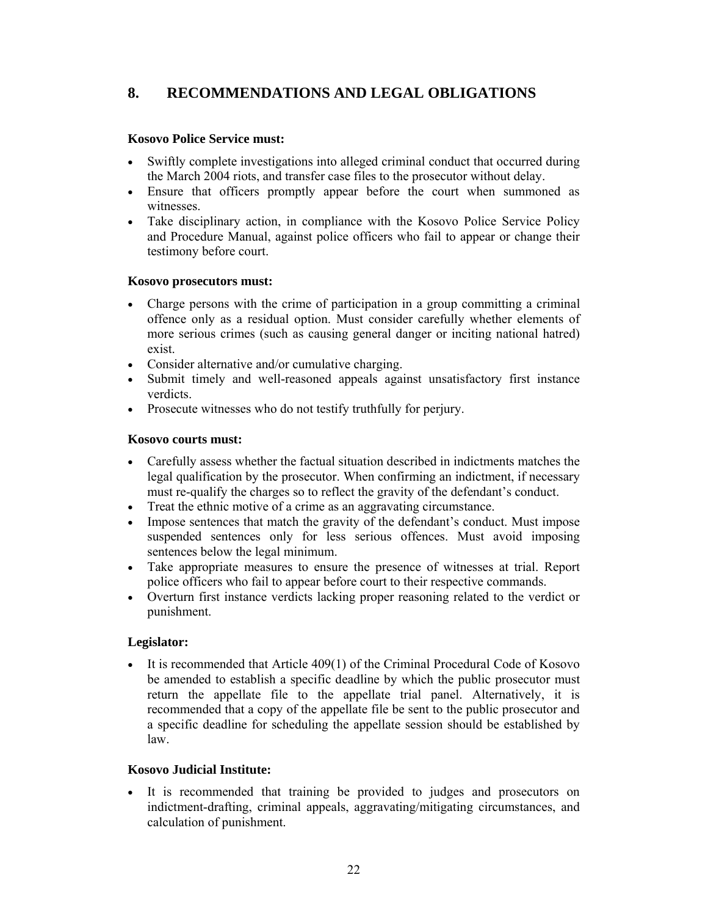## 8. RECOMMENDATIONS AND LEGAL OBLIGATIONS

**Kosovo Police Service must:**

- Swiftly complete investigations into alleged criminal conduct that occurred during the March 2004 riots, and transfer case files to the prosecutor without delay.
- Ensure that officers promptly appear before the court when summoned as witnesses.
- Take disciplinary action, in compliance with the Kosovo Police Service Policy and Procedure Manual, against police officers who fail to appear or change their testimony before court.

**Kosovo prosecutors must:**

- Charge persons with the crime of participation in a group committing a criminal offence only as a residual option. Must consider carefully whether elements of more serious crimes (such as causing general danger or inciting national hatred) exist.
- Consider alternative and/or cumulative charging.
- Submit timely and well-reasoned appeals against unsatisfactory first instance verdicts.
- Prosecute witnesses who do not testify truthfully for perjury.

**Kosovo courts must:**

- Carefully assess whether the factual situation described in indictments matches the legal qualification by the prosecutor. When confirming an indictment, if necessary must re-qualify the charges so to reflect the gravity of the defendant's conduct.
- Treat the ethnic motive of a crime as an aggravating circumstance.
- Impose sentences that match the gravity of the defendant's conduct. Must impose suspended sentences only for less serious offences. Must avoid imposing sentences below the legal minimum.
- Take appropriate measures to ensure the presence of witnesses at trial. Report police officers who fail to appear before court to their respective commands.
- Overturn first instance verdicts lacking proper reasoning related to the verdict or punishment.

**Legislator:**

- It is recommended that Article 409(1) of the Criminal Procedural Code of Kosovo be amended to establish a specific deadline by which the public prosecutor must return the appellate file to the appellate trial panel. Alternatively, it is recommended that a copy of the appellate file be sent to the public prosecutor and a specific deadline for scheduling the appellate session should be established by law.

**Kosovo Judicial Institute:**

- It is recommended that training be provided to judges and prosecutors on indictment-drafting, criminal appeals, aggravating/mitigating circumstances, and calculation of punishment.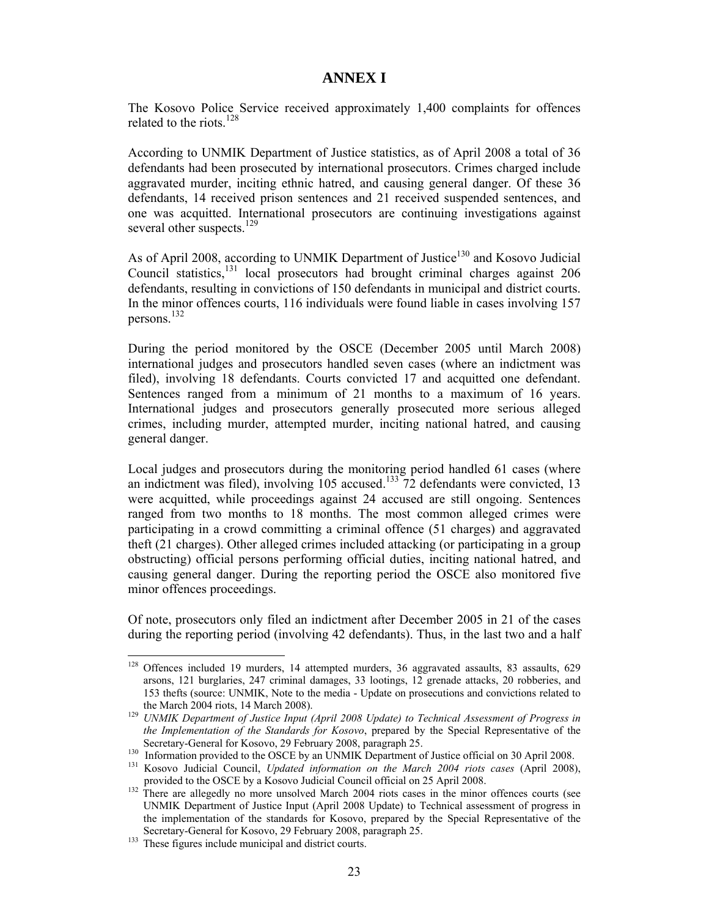# ANNEX I

The Kosovo Police Service received approximately 1,400 complaints for offences related to the riots.[128]

According to UNMIK Department of Justice statistics, as of April 2008 a total of 36 defendants had been prosecuted by international prosecutors. Crimes charged include aggravated murder, inciting ethnic hatred, and causing general danger. Of these 36 defendants, 14 received prison sentences and 21 received suspended sentences, and one was acquitted. International prosecutors are continuing investigations against several other suspects.[129]

As of April 2008, according to UNMIK Department of Justice[130] and Kosovo Judicial Council statistics,[131] local prosecutors had brought criminal charges against 206 defendants, resulting in convictions of 150 defendants in municipal and district courts. In the minor offences courts, 116 individuals were found liable in cases involving 157 persons.[132]

During the period monitored by the OSCE (December 2005 until March 2008) international judges and prosecutors handled seven cases (where an indictment was filed), involving 18 defendants. Courts convicted 17 and acquitted one defendant. Sentences ranged from a minimum of 21 months to a maximum of 16 years. International judges and prosecutors generally prosecuted more serious alleged crimes, including murder, attempted murder, inciting national hatred, and causing general danger.

Local judges and prosecutors during the monitoring period handled 61 cases (where an indictment was filed), involving 105 accused.[133] 72 defendants were convicted, 13 were acquitted, while proceedings against 24 accused are still ongoing. Sentences ranged from two months to 18 months. The most common alleged crimes were participating in a crowd committing a criminal offence (51 charges) and aggravated theft (21 charges). Other alleged crimes included attacking (or participating in a group obstructing) official persons performing official duties, inciting national hatred, and causing general danger. During the reporting period the OSCE also monitored five minor offences proceedings.

Of note, prosecutors only filed an indictment after December 2005 in 21 of the cases during the reporting period (involving 42 defendants). Thus, in the last two and a half

---

[128] Offences included 19 murders, 14 attempted murders, 36 aggravated assaults, 83 assaults, 629 arsons, 121 burglaries, 247 criminal damages, 33 lootings, 12 grenade attacks, 20 robberies, and 153 thefts (source: UNMIK, Note to the media - Update on prosecutions and convictions related to the March 2004 riots, 14 March 2008).

[129] *UNMIK Department of Justice Input (April 2008 Update) to Technical Assessment of Progress in the Implementation of the Standards for Kosovo*, prepared by the Special Representative of the Secretary-General for Kosovo, 29 February 2008, paragraph 25.

[130] Information provided to the OSCE by an UNMIK Department of Justice official on 30 April 2008.

[131] Kosovo Judicial Council, *Updated information on the March 2004 riots cases* (April 2008), provided to the OSCE by a Kosovo Judicial Council official on 25 April 2008.

[132] There are allegedly no more unsolved March 2004 riots cases in the minor offences courts (see UNMIK Department of Justice Input (April 2008 Update) to Technical assessment of progress in the implementation of the standards for Kosovo, prepared by the Special Representative of the Secretary-General for Kosovo, 29 February 2008, paragraph 25.

[133] These figures include municipal and district courts.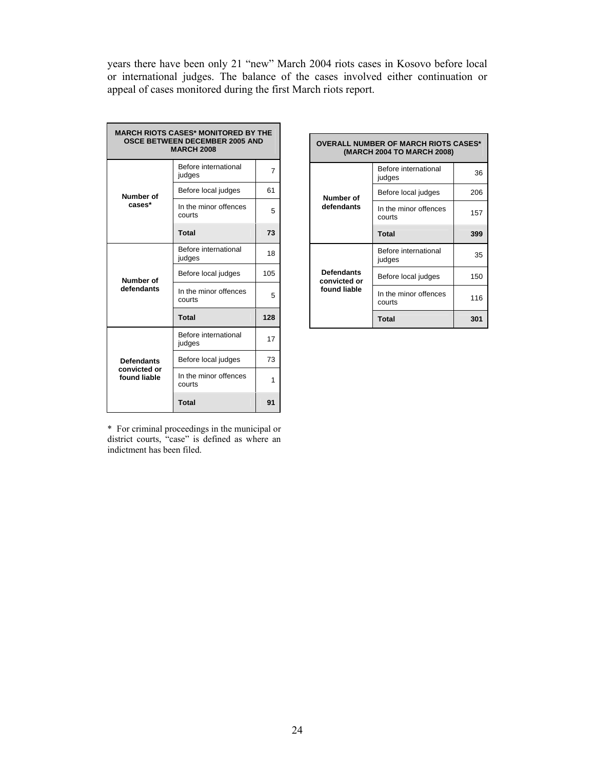years there have been only 21 "new" March 2004 riots cases in Kosovo before local or international judges. The balance of the cases involved either continuation or appeal of cases monitored during the first March riots report.

| MARCH RIOTS CASES* MONITORED BY THE OSCE BETWEEN DECEMBER 2005 AND MARCH 2008 | | |
|---|---|---|
| **Number of cases*** | Before international judges | 7 |
| | Before local judges | 61 |
| | In the minor offences courts | 5 |
| | **Total** | **73** |
| **Number of defendants** | Before international judges | 18 |
| | Before local judges | 105 |
| | In the minor offences courts | 5 |
| | **Total** | **128** |
| **Defendants convicted or found liable** | Before international judges | 17 |
| | Before local judges | 73 |
| | In the minor offences courts | 1 |
| | **Total** | **91** |

\* For criminal proceedings in the municipal or district courts, "case" is defined as where an indictment has been filed.

| OVERALL NUMBER OF MARCH RIOTS CASES* (MARCH 2004 TO MARCH 2008) | | |
|---|---|---|
| **Number of defendants** | Before international judges | 36 |
| | Before local judges | 206 |
| | In the minor offences courts | 157 |
| | **Total** | **399** |
| **Defendants convicted or found liable** | Before international judges | 35 |
| | Before local judges | 150 |
| | In the minor offences courts | 116 |
| | **Total** | **301** |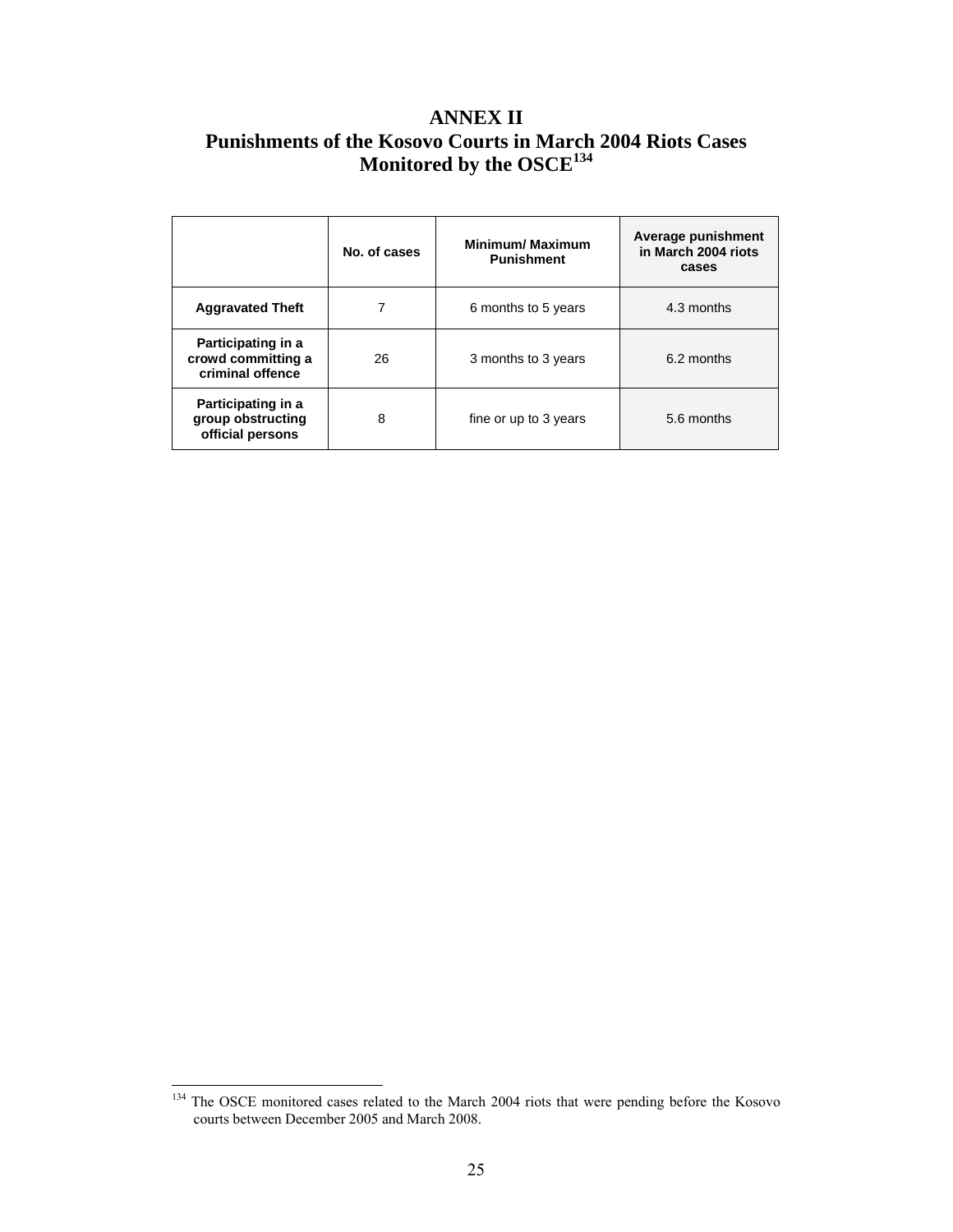# ANNEX II

# Punishments of the Kosovo Courts in March 2004 Riots Cases Monitored by the OSCE[134]

| | No. of cases | Minimum/ Maximum Punishment | Average punishment in March 2004 riots cases |
|---|---|---|---|
| **Aggravated Theft** | 7 | 6 months to 5 years | 4.3 months |
| **Participating in a crowd committing a criminal offence** | 26 | 3 months to 3 years | 6.2 months |
| **Participating in a group obstructing official persons** | 8 | fine or up to 3 years | 5.6 months |

[134] The OSCE monitored cases related to the March 2004 riots that were pending before the Kosovo courts between December 2005 and March 2008.